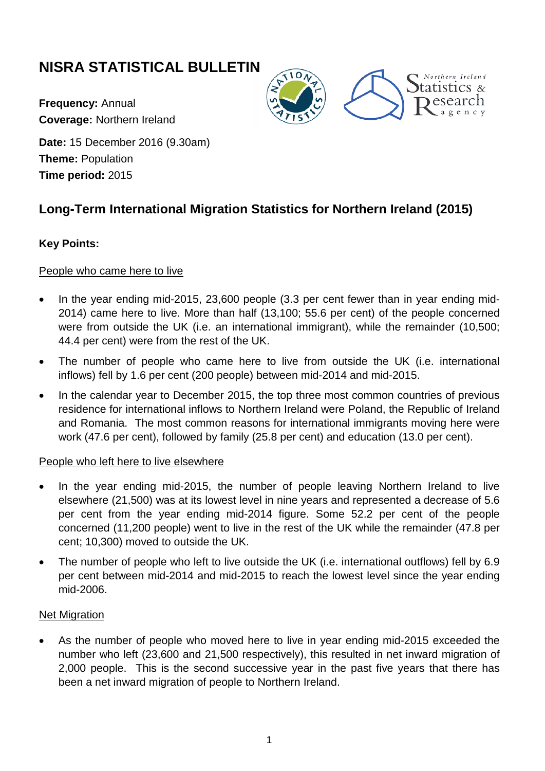# NISRA STATISTICAL BULLETIN

**Frequency:** Annual
**Coverage:** Northern Ireland

**Date:** 15 December 2016 (9.30am)
**Theme:** Population
**Time period:** 2015

## Long-Term International Migration Statistics for Northern Ireland (2015)

**Key Points:**

People who came here to live

- In the year ending mid-2015, 23,600 people (3.3 per cent fewer than in year ending mid-2014) came here to live. More than half (13,100; 55.6 per cent) of the people concerned were from outside the UK (i.e. an international immigrant), while the remainder (10,500; 44.4 per cent) were from the rest of the UK.
- The number of people who came here to live from outside the UK (i.e. international inflows) fell by 1.6 per cent (200 people) between mid-2014 and mid-2015.
- In the calendar year to December 2015, the top three most common countries of previous residence for international inflows to Northern Ireland were Poland, the Republic of Ireland and Romania. The most common reasons for international immigrants moving here were work (47.6 per cent), followed by family (25.8 per cent) and education (13.0 per cent).

People who left here to live elsewhere

- In the year ending mid-2015, the number of people leaving Northern Ireland to live elsewhere (21,500) was at its lowest level in nine years and represented a decrease of 5.6 per cent from the year ending mid-2014 figure. Some 52.2 per cent of the people concerned (11,200 people) went to live in the rest of the UK while the remainder (47.8 per cent; 10,300) moved to outside the UK.
- The number of people who left to live outside the UK (i.e. international outflows) fell by 6.9 per cent between mid-2014 and mid-2015 to reach the lowest level since the year ending mid-2006.

Net Migration

- As the number of people who moved here to live in year ending mid-2015 exceeded the number who left (23,600 and 21,500 respectively), this resulted in net inward migration of 2,000 people. This is the second successive year in the past five years that there has been a net inward migration of people to Northern Ireland.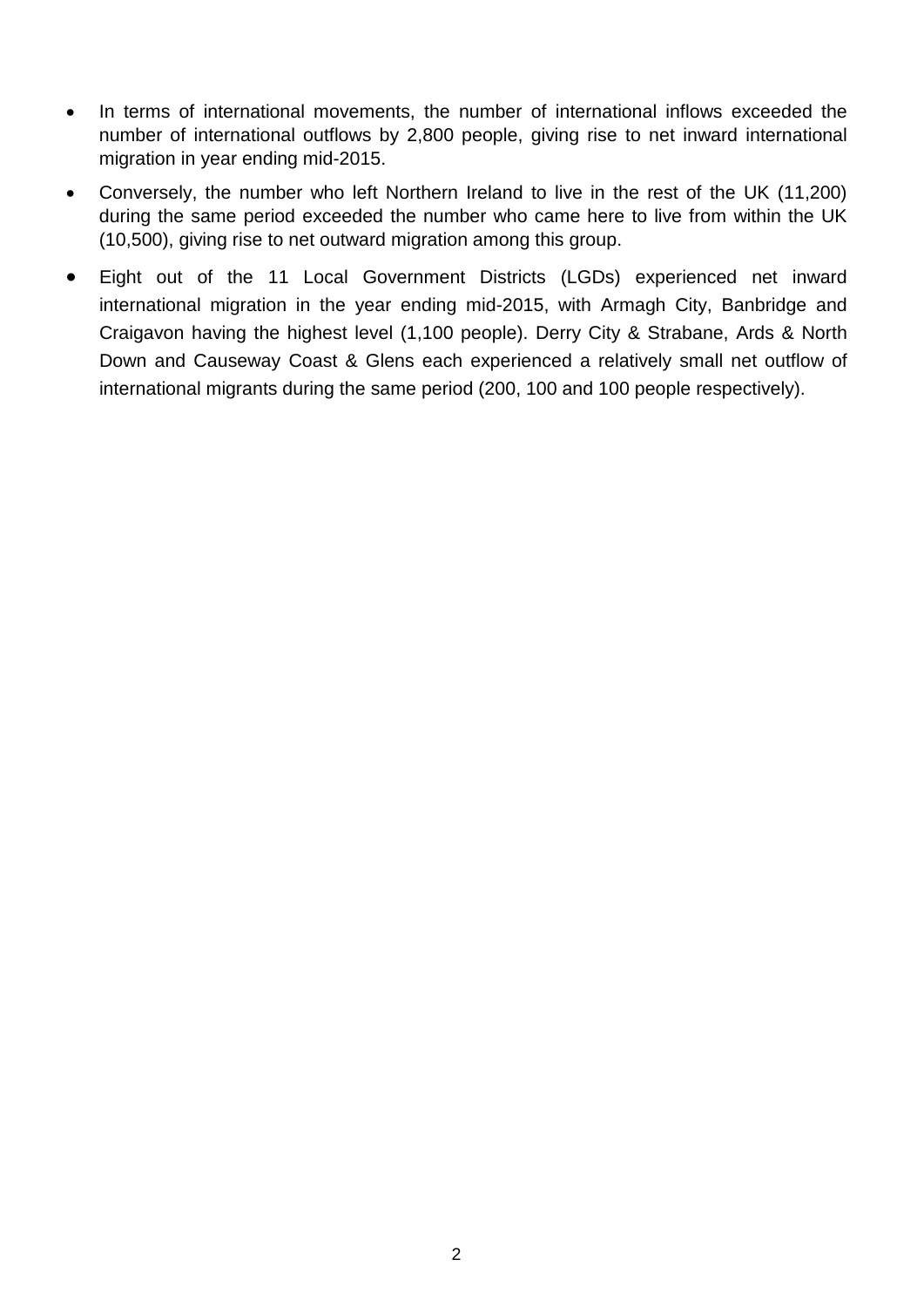- In terms of international movements, the number of international inflows exceeded the number of international outflows by 2,800 people, giving rise to net inward international migration in year ending mid-2015.
- Conversely, the number who left Northern Ireland to live in the rest of the UK (11,200) during the same period exceeded the number who came here to live from within the UK (10,500), giving rise to net outward migration among this group.
- Eight out of the 11 Local Government Districts (LGDs) experienced net inward international migration in the year ending mid-2015, with Armagh City, Banbridge and Craigavon having the highest level (1,100 people). Derry City & Strabane, Ards & North Down and Causeway Coast & Glens each experienced a relatively small net outflow of international migrants during the same period (200, 100 and 100 people respectively).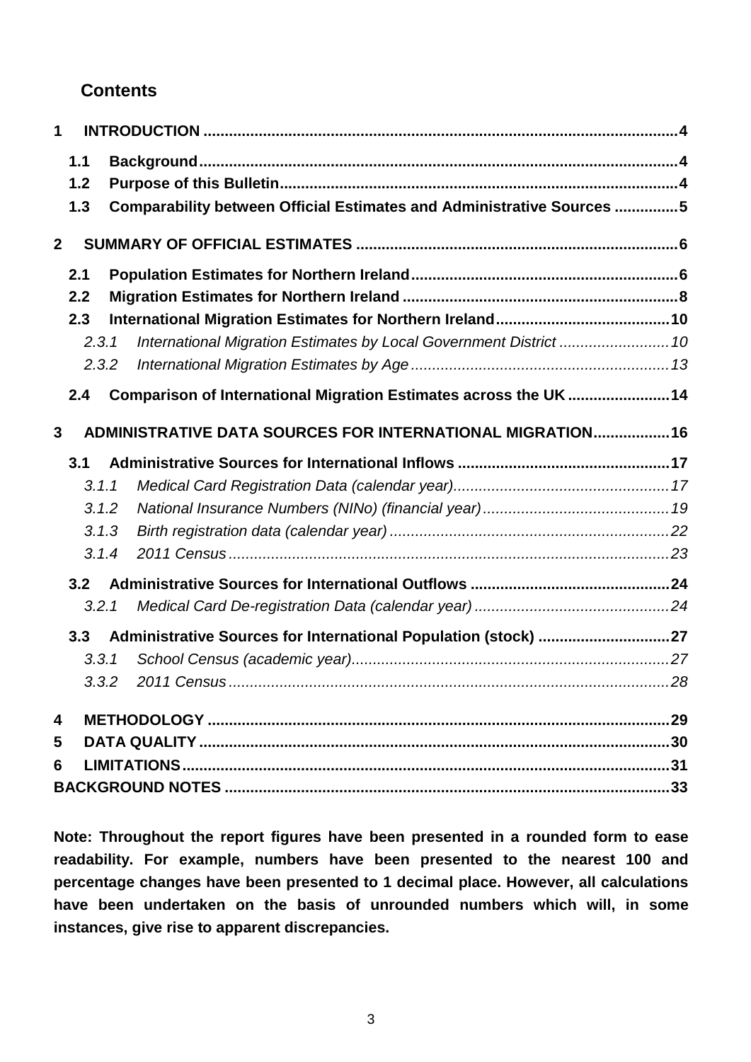## Contents

**1 INTRODUCTION ... 4**

- **1.1 Background ... 4**
- **1.2 Purpose of this Bulletin ... 4**
- **1.3 Comparability between Official Estimates and Administrative Sources ... 5**

**2 SUMMARY OF OFFICIAL ESTIMATES ... 6**

- **2.1 Population Estimates for Northern Ireland ... 6**
- **2.2 Migration Estimates for Northern Ireland ... 8**
- **2.3 International Migration Estimates for Northern Ireland ... 10**
  - *2.3.1 International Migration Estimates by Local Government District ... 10*
  - *2.3.2 International Migration Estimates by Age ... 13*
- **2.4 Comparison of International Migration Estimates across the UK ... 14**

**3 ADMINISTRATIVE DATA SOURCES FOR INTERNATIONAL MIGRATION ... 16**

- **3.1 Administrative Sources for International Inflows ... 17**
  - *3.1.1 Medical Card Registration Data (calendar year) ... 17*
  - *3.1.2 National Insurance Numbers (NINo) (financial year) ... 19*
  - *3.1.3 Birth registration data (calendar year) ... 22*
  - *3.1.4 2011 Census ... 23*
- **3.2 Administrative Sources for International Outflows ... 24**
  - *3.2.1 Medical Card De-registration Data (calendar year) ... 24*
- **3.3 Administrative Sources for International Population (stock) ... 27**
  - *3.3.1 School Census (academic year) ... 27*
  - *3.3.2 2011 Census ... 28*

**4 METHODOLOGY ... 29**

**5 DATA QUALITY ... 30**

**6 LIMITATIONS ... 31**

**BACKGROUND NOTES ... 33**

**Note: Throughout the report figures have been presented in a rounded form to ease readability. For example, numbers have been presented to the nearest 100 and percentage changes have been presented to 1 decimal place. However, all calculations have been undertaken on the basis of unrounded numbers which will, in some instances, give rise to apparent discrepancies.**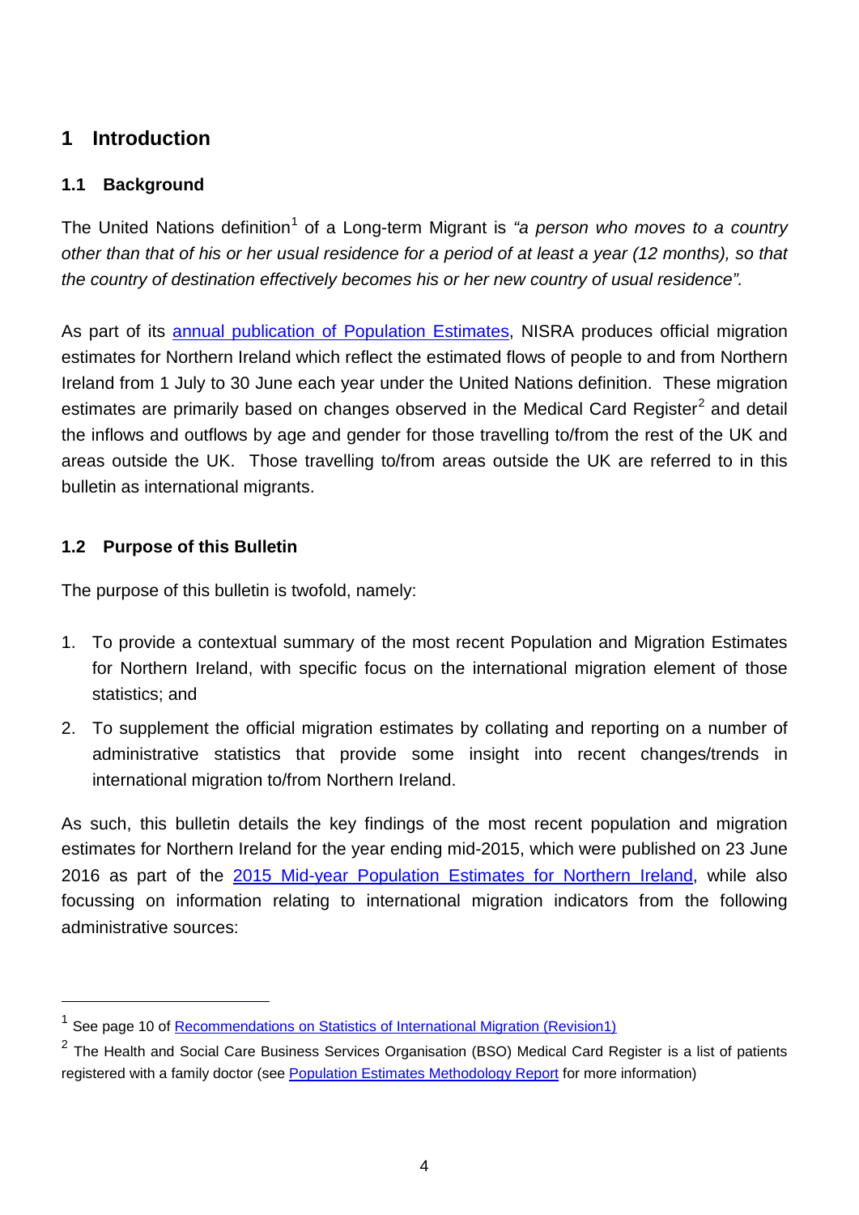# 1 Introduction

## 1.1 Background

The United Nations definition[1] of a Long-term Migrant is *"a person who moves to a country other than that of his or her usual residence for a period of at least a year (12 months), so that the country of destination effectively becomes his or her new country of usual residence".*

As part of its [annual publication of Population Estimates](), NISRA produces official migration estimates for Northern Ireland which reflect the estimated flows of people to and from Northern Ireland from 1 July to 30 June each year under the United Nations definition. These migration estimates are primarily based on changes observed in the Medical Card Register[2] and detail the inflows and outflows by age and gender for those travelling to/from the rest of the UK and areas outside the UK. Those travelling to/from areas outside the UK are referred to in this bulletin as international migrants.

## 1.2 Purpose of this Bulletin

The purpose of this bulletin is twofold, namely:

1. To provide a contextual summary of the most recent Population and Migration Estimates for Northern Ireland, with specific focus on the international migration element of those statistics; and
2. To supplement the official migration estimates by collating and reporting on a number of administrative statistics that provide some insight into recent changes/trends in international migration to/from Northern Ireland.

As such, this bulletin details the key findings of the most recent population and migration estimates for Northern Ireland for the year ending mid-2015, which were published on 23 June 2016 as part of the [2015 Mid-year Population Estimates for Northern Ireland](), while also focussing on information relating to international migration indicators from the following administrative sources:

---

[1] See page 10 of [Recommendations on Statistics of International Migration (Revision1)]()

[2] The Health and Social Care Business Services Organisation (BSO) Medical Card Register is a list of patients registered with a family doctor (see [Population Estimates Methodology Report]() for more information)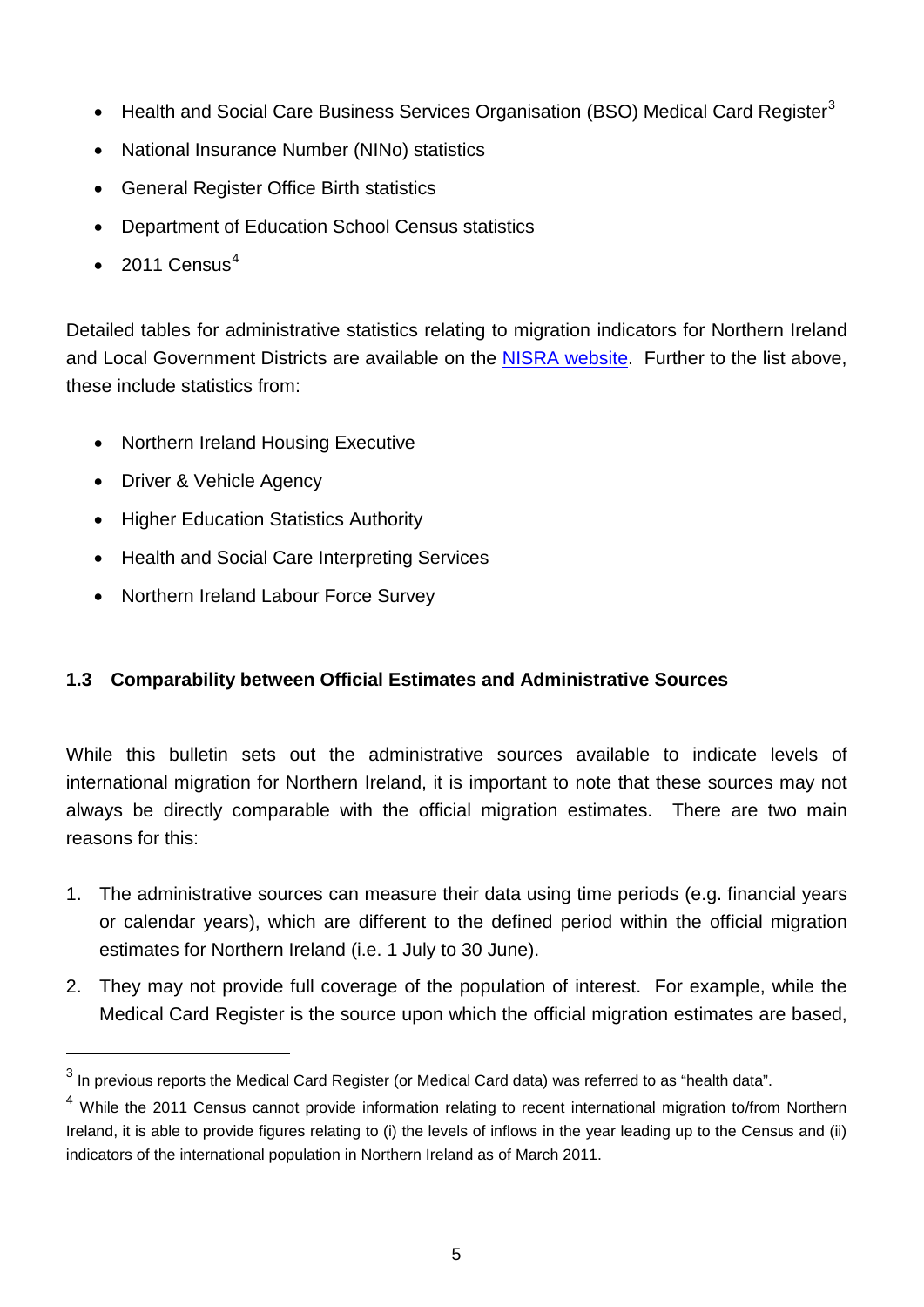- Health and Social Care Business Services Organisation (BSO) Medical Card Register[3]
- National Insurance Number (NINo) statistics
- General Register Office Birth statistics
- Department of Education School Census statistics
- 2011 Census[4]

Detailed tables for administrative statistics relating to migration indicators for Northern Ireland and Local Government Districts are available on the NISRA website. Further to the list above, these include statistics from:

- Northern Ireland Housing Executive
- Driver & Vehicle Agency
- Higher Education Statistics Authority
- Health and Social Care Interpreting Services
- Northern Ireland Labour Force Survey

### 1.3 Comparability between Official Estimates and Administrative Sources

While this bulletin sets out the administrative sources available to indicate levels of international migration for Northern Ireland, it is important to note that these sources may not always be directly comparable with the official migration estimates. There are two main reasons for this:

1. The administrative sources can measure their data using time periods (e.g. financial years or calendar years), which are different to the defined period within the official migration estimates for Northern Ireland (i.e. 1 July to 30 June).
2. They may not provide full coverage of the population of interest. For example, while the Medical Card Register is the source upon which the official migration estimates are based,

---

[3] In previous reports the Medical Card Register (or Medical Card data) was referred to as "health data".

[4] While the 2011 Census cannot provide information relating to recent international migration to/from Northern Ireland, it is able to provide figures relating to (i) the levels of inflows in the year leading up to the Census and (ii) indicators of the international population in Northern Ireland as of March 2011.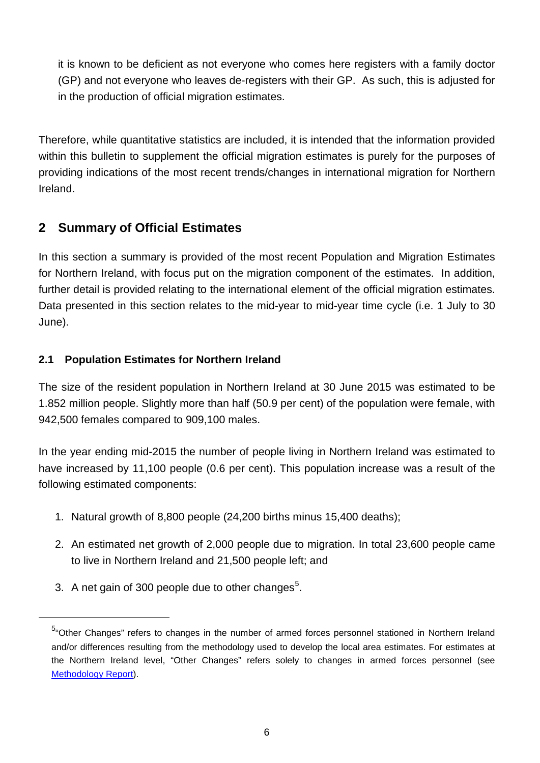it is known to be deficient as not everyone who comes here registers with a family doctor (GP) and not everyone who leaves de-registers with their GP. As such, this is adjusted for in the production of official migration estimates.

Therefore, while quantitative statistics are included, it is intended that the information provided within this bulletin to supplement the official migration estimates is purely for the purposes of providing indications of the most recent trends/changes in international migration for Northern Ireland.

## 2 Summary of Official Estimates

In this section a summary is provided of the most recent Population and Migration Estimates for Northern Ireland, with focus put on the migration component of the estimates. In addition, further detail is provided relating to the international element of the official migration estimates. Data presented in this section relates to the mid-year to mid-year time cycle (i.e. 1 July to 30 June).

### 2.1 Population Estimates for Northern Ireland

The size of the resident population in Northern Ireland at 30 June 2015 was estimated to be 1.852 million people. Slightly more than half (50.9 per cent) of the population were female, with 942,500 females compared to 909,100 males.

In the year ending mid-2015 the number of people living in Northern Ireland was estimated to have increased by 11,100 people (0.6 per cent). This population increase was a result of the following estimated components:

1. Natural growth of 8,800 people (24,200 births minus 15,400 deaths);
2. An estimated net growth of 2,000 people due to migration. In total 23,600 people came to live in Northern Ireland and 21,500 people left; and
3. A net gain of 300 people due to other changes[5].

[5] "Other Changes" refers to changes in the number of armed forces personnel stationed in Northern Ireland and/or differences resulting from the methodology used to develop the local area estimates. For estimates at the Northern Ireland level, "Other Changes" refers solely to changes in armed forces personnel (see Methodology Report).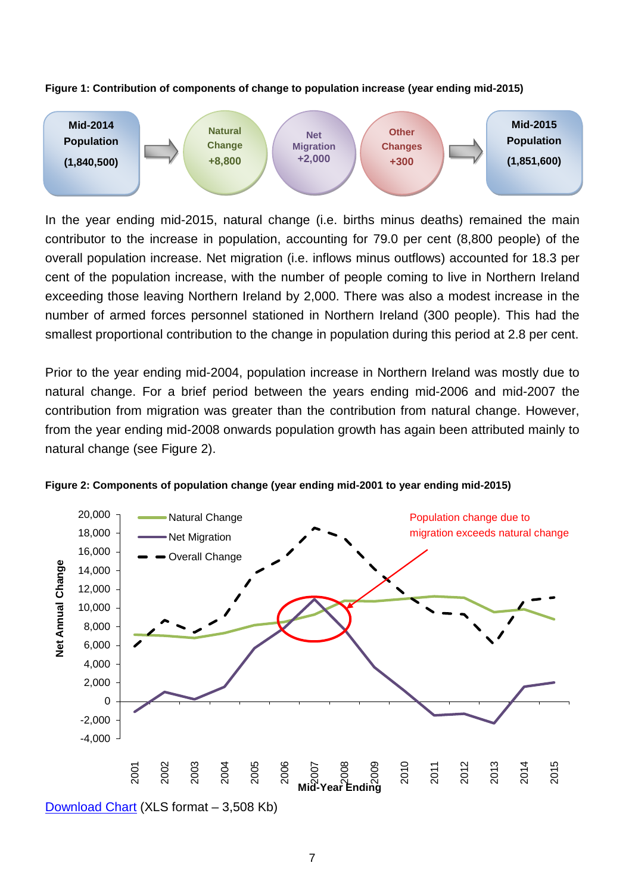**Figure 1: Contribution of components of change to population increase (year ending mid-2015)**

Mid-2014 Population (1,840,500) → Natural Change +8,800 | Net Migration +2,000 | Other Changes +300 → Mid-2015 Population (1,851,600)

In the year ending mid-2015, natural change (i.e. births minus deaths) remained the main contributor to the increase in population, accounting for 79.0 per cent (8,800 people) of the overall population increase. Net migration (i.e. inflows minus outflows) accounted for 18.3 per cent of the population increase, with the number of people coming to live in Northern Ireland exceeding those leaving Northern Ireland by 2,000. There was also a modest increase in the number of armed forces personnel stationed in Northern Ireland (300 people). This had the smallest proportional contribution to the change in population during this period at 2.8 per cent.

Prior to the year ending mid-2004, population increase in Northern Ireland was mostly due to natural change. For a brief period between the years ending mid-2006 and mid-2007 the contribution from migration was greater than the contribution from natural change. However, from the year ending mid-2008 onwards population growth has again been attributed mainly to natural change (see Figure 2).

**Figure 2: Components of population change (year ending mid-2001 to year ending mid-2015)**

Download Chart (XLS format – 3,508 Kb)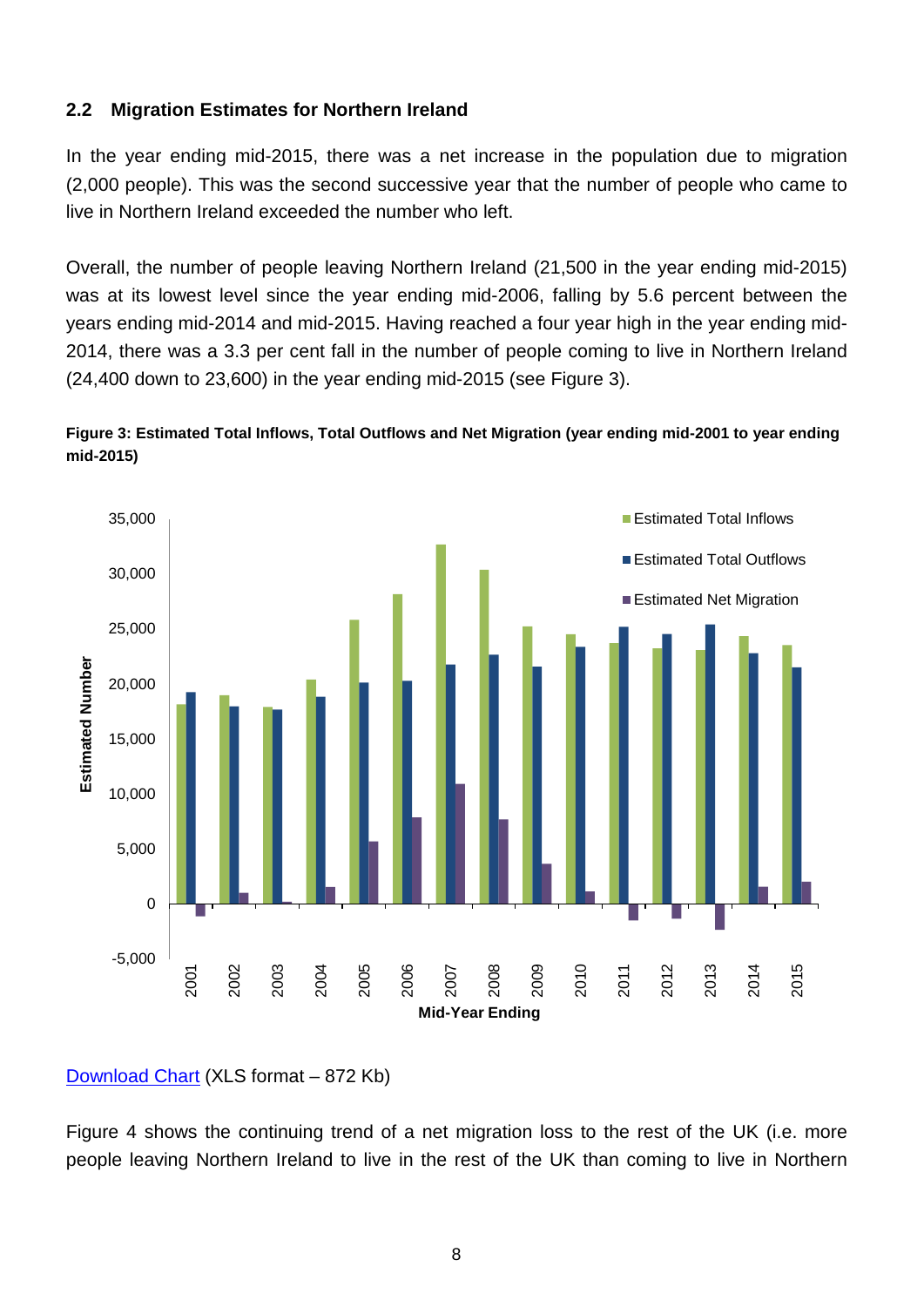### 2.2 Migration Estimates for Northern Ireland

In the year ending mid-2015, there was a net increase in the population due to migration (2,000 people). This was the second successive year that the number of people who came to live in Northern Ireland exceeded the number who left.

Overall, the number of people leaving Northern Ireland (21,500 in the year ending mid-2015) was at its lowest level since the year ending mid-2006, falling by 5.6 percent between the years ending mid-2014 and mid-2015. Having reached a four year high in the year ending mid-2014, there was a 3.3 per cent fall in the number of people coming to live in Northern Ireland (24,400 down to 23,600) in the year ending mid-2015 (see Figure 3).

**Figure 3: Estimated Total Inflows, Total Outflows and Net Migration (year ending mid-2001 to year ending mid-2015)**

Download Chart (XLS format – 872 Kb)

Figure 4 shows the continuing trend of a net migration loss to the rest of the UK (i.e. more people leaving Northern Ireland to live in the rest of the UK than coming to live in Northern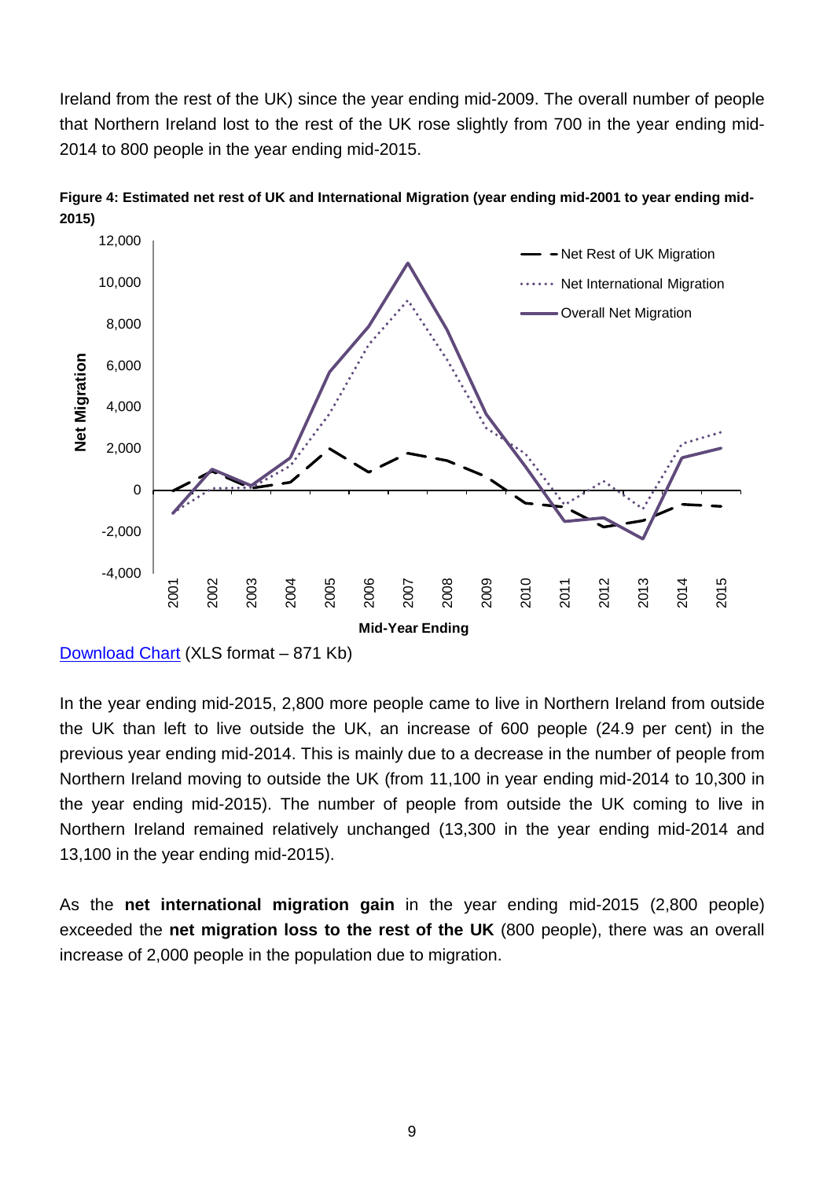Ireland from the rest of the UK) since the year ending mid-2009. The overall number of people that Northern Ireland lost to the rest of the UK rose slightly from 700 in the year ending mid-2014 to 800 people in the year ending mid-2015.

**Figure 4: Estimated net rest of UK and International Migration (year ending mid-2001 to year ending mid-2015)**

[Download Chart](#) (XLS format – 871 Kb)

In the year ending mid-2015, 2,800 more people came to live in Northern Ireland from outside the UK than left to live outside the UK, an increase of 600 people (24.9 per cent) in the previous year ending mid-2014. This is mainly due to a decrease in the number of people from Northern Ireland moving to outside the UK (from 11,100 in year ending mid-2014 to 10,300 in the year ending mid-2015). The number of people from outside the UK coming to live in Northern Ireland remained relatively unchanged (13,300 in the year ending mid-2014 and 13,100 in the year ending mid-2015).

As the **net international migration gain** in the year ending mid-2015 (2,800 people) exceeded the **net migration loss to the rest of the UK** (800 people), there was an overall increase of 2,000 people in the population due to migration.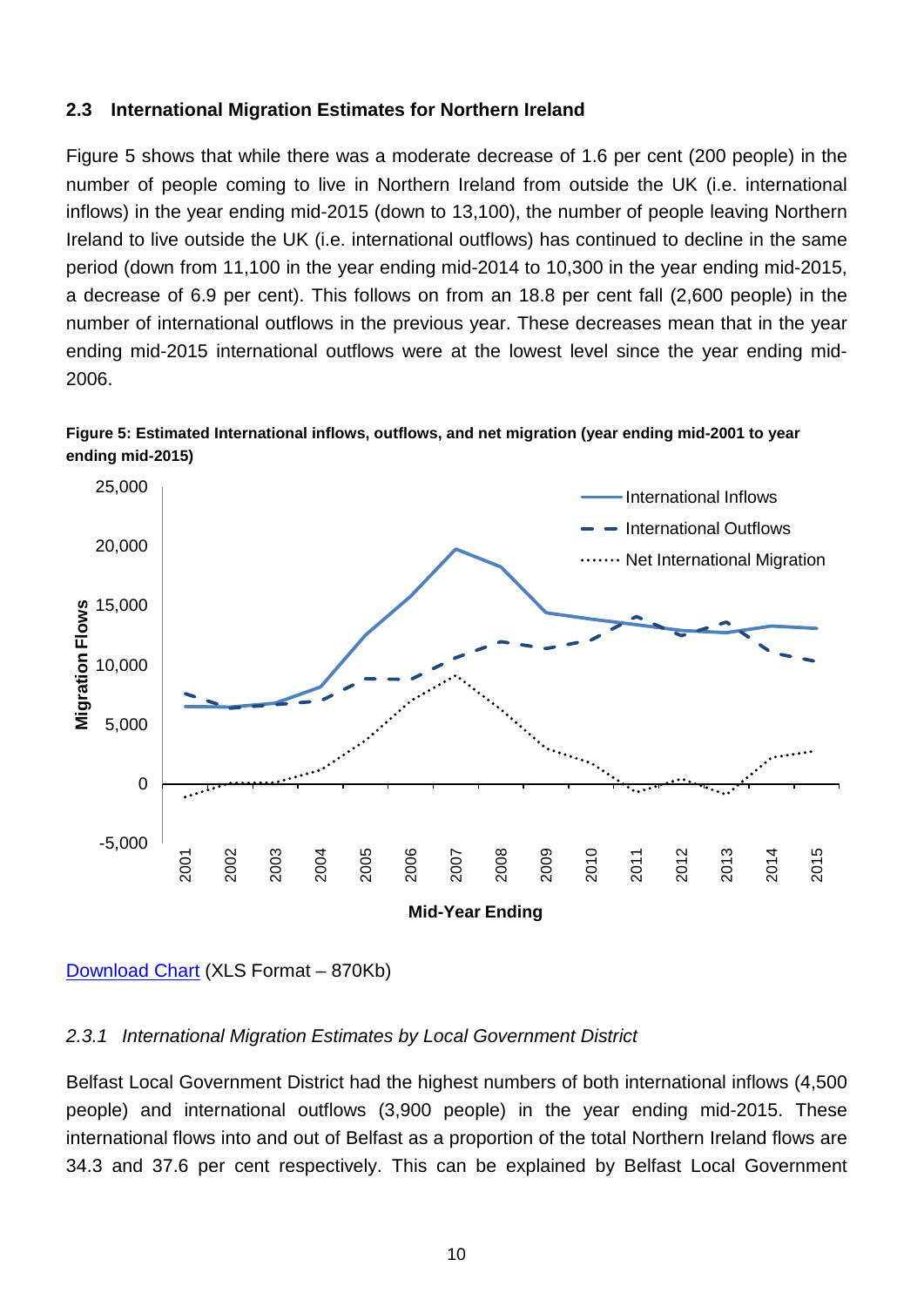## 2.3 International Migration Estimates for Northern Ireland

Figure 5 shows that while there was a moderate decrease of 1.6 per cent (200 people) in the number of people coming to live in Northern Ireland from outside the UK (i.e. international inflows) in the year ending mid-2015 (down to 13,100), the number of people leaving Northern Ireland to live outside the UK (i.e. international outflows) has continued to decline in the same period (down from 11,100 in the year ending mid-2014 to 10,300 in the year ending mid-2015, a decrease of 6.9 per cent). This follows on from an 18.8 per cent fall (2,600 people) in the number of international outflows in the previous year. These decreases mean that in the year ending mid-2015 international outflows were at the lowest level since the year ending mid-2006.

**Figure 5: Estimated International inflows, outflows, and net migration (year ending mid-2001 to year ending mid-2015)**

[Download Chart](#) (XLS Format – 870Kb)

### *2.3.1 International Migration Estimates by Local Government District*

Belfast Local Government District had the highest numbers of both international inflows (4,500 people) and international outflows (3,900 people) in the year ending mid-2015. These international flows into and out of Belfast as a proportion of the total Northern Ireland flows are 34.3 and 37.6 per cent respectively. This can be explained by Belfast Local Government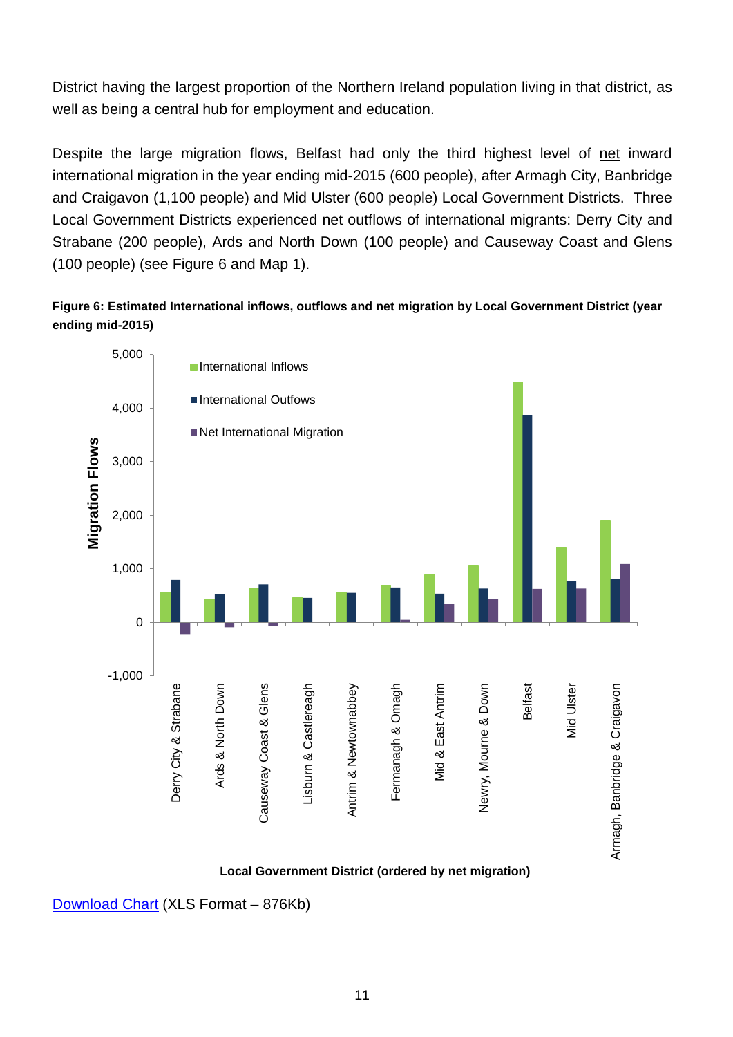District having the largest proportion of the Northern Ireland population living in that district, as well as being a central hub for employment and education.

Despite the large migration flows, Belfast had only the third highest level of net inward international migration in the year ending mid-2015 (600 people), after Armagh City, Banbridge and Craigavon (1,100 people) and Mid Ulster (600 people) Local Government Districts. Three Local Government Districts experienced net outflows of international migrants: Derry City and Strabane (200 people), Ards and North Down (100 people) and Causeway Coast and Glens (100 people) (see Figure 6 and Map 1).

**Figure 6: Estimated International inflows, outflows and net migration by Local Government District (year ending mid-2015)**

Migration Flows

- International Inflows
- International Outfows
- Net International Migration

Derry City & Strabane, Ards & North Down, Causeway Coast & Glens, Lisburn & Castlereagh, Antrim & Newtownabbey, Fermanagh & Omagh, Mid & East Antrim, Newry, Mourne & Down, Belfast, Mid Ulster, Armagh, Banbridge & Craigavon

Local Government District (ordered by net migration)

[Download Chart](#) (XLS Format – 876Kb)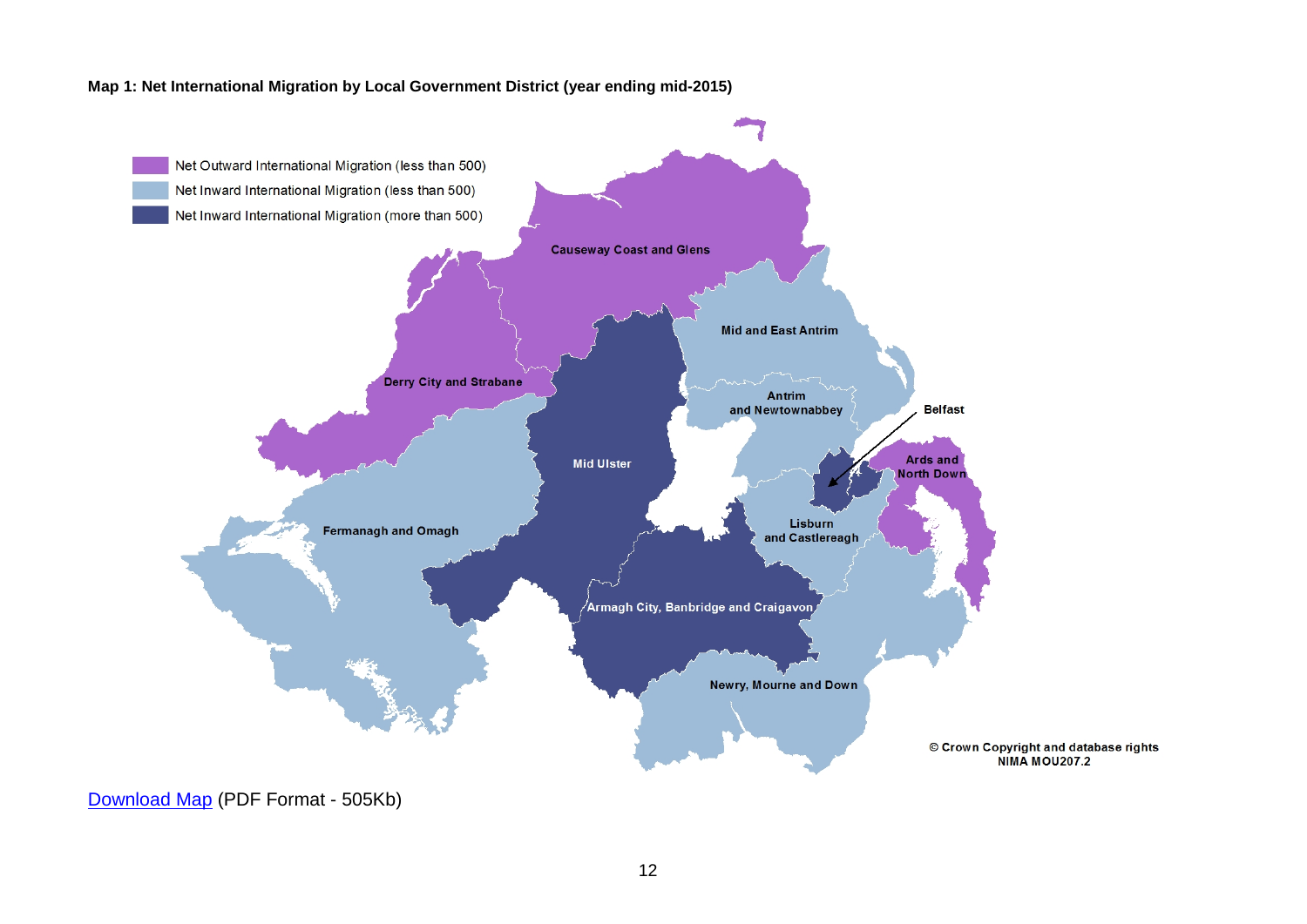**Map 1: Net International Migration by Local Government District (year ending mid-2015)**

Net Outward International Migration (less than 500)

Net Inward International Migration (less than 500)

Net Inward International Migration (more than 500)

Causeway Coast and Glens

Mid and East Antrim

Derry City and Strabane

Antrim and Newtownabbey

Belfast

Mid Ulster

Ards and North Down

Fermanagh and Omagh

Lisburn and Castlereagh

Armagh City, Banbridge and Craigavon

Newry, Mourne and Down

© Crown Copyright and database rights NIMA MOU207.2

Download Map (PDF Format - 505Kb)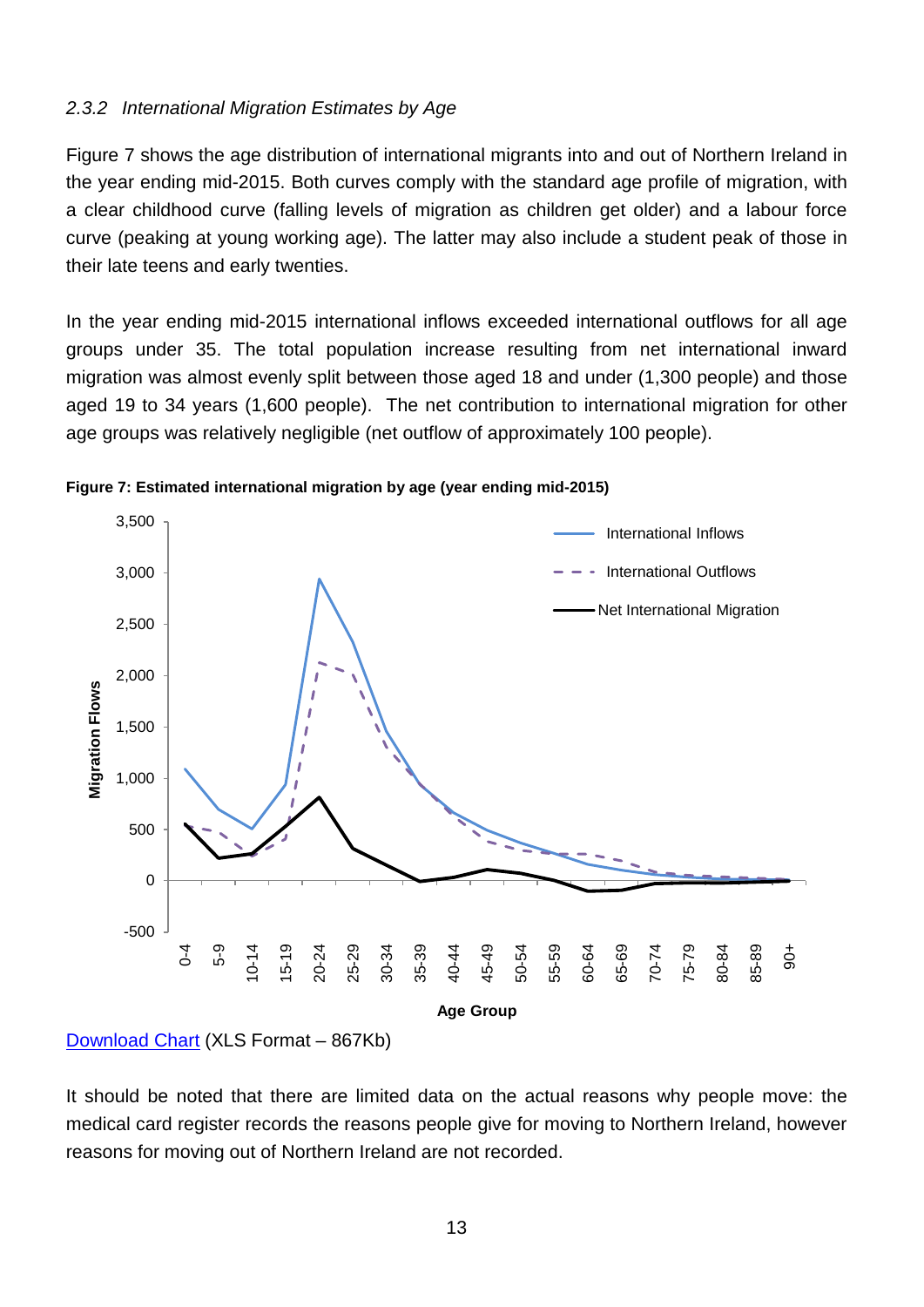### *2.3.2 International Migration Estimates by Age*

Figure 7 shows the age distribution of international migrants into and out of Northern Ireland in the year ending mid-2015. Both curves comply with the standard age profile of migration, with a clear childhood curve (falling levels of migration as children get older) and a labour force curve (peaking at young working age). The latter may also include a student peak of those in their late teens and early twenties.

In the year ending mid-2015 international inflows exceeded international outflows for all age groups under 35. The total population increase resulting from net international inward migration was almost evenly split between those aged 18 and under (1,300 people) and those aged 19 to 34 years (1,600 people). The net contribution to international migration for other age groups was relatively negligible (net outflow of approximately 100 people).

**Figure 7: Estimated international migration by age (year ending mid-2015)**

[Download Chart](#) (XLS Format – 867Kb)

It should be noted that there are limited data on the actual reasons why people move: the medical card register records the reasons people give for moving to Northern Ireland, however reasons for moving out of Northern Ireland are not recorded.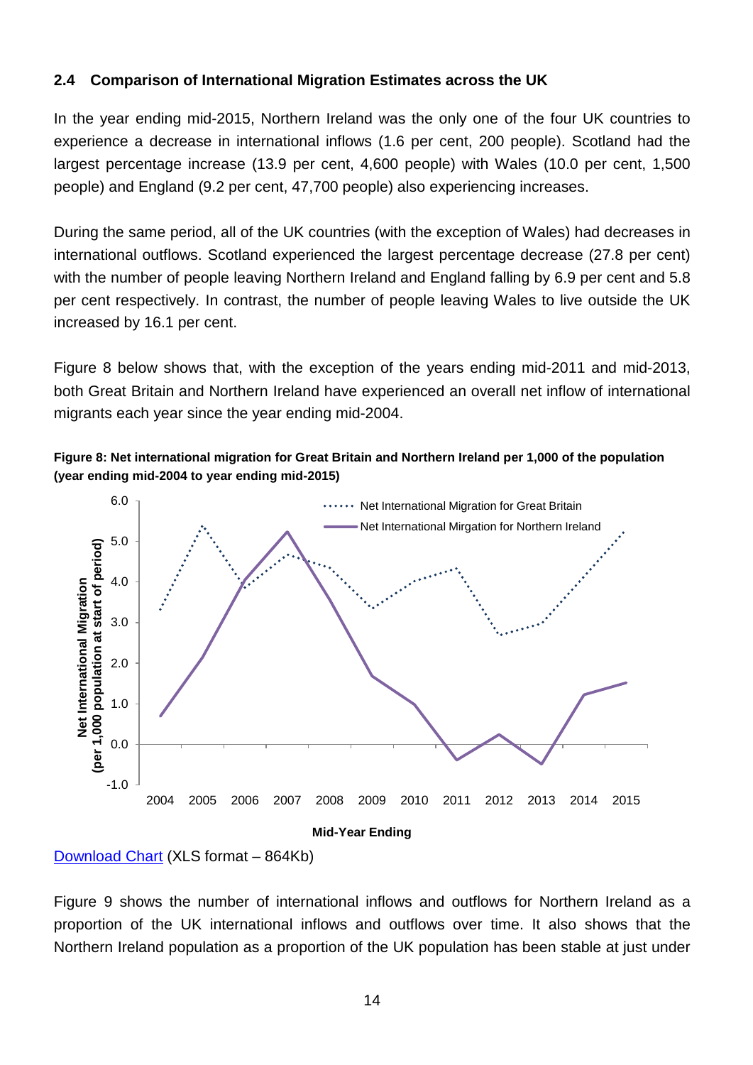## 2.4 Comparison of International Migration Estimates across the UK

In the year ending mid-2015, Northern Ireland was the only one of the four UK countries to experience a decrease in international inflows (1.6 per cent, 200 people). Scotland had the largest percentage increase (13.9 per cent, 4,600 people) with Wales (10.0 per cent, 1,500 people) and England (9.2 per cent, 47,700 people) also experiencing increases.

During the same period, all of the UK countries (with the exception of Wales) had decreases in international outflows. Scotland experienced the largest percentage decrease (27.8 per cent) with the number of people leaving Northern Ireland and England falling by 6.9 per cent and 5.8 per cent respectively. In contrast, the number of people leaving Wales to live outside the UK increased by 16.1 per cent.

Figure 8 below shows that, with the exception of the years ending mid-2011 and mid-2013, both Great Britain and Northern Ireland have experienced an overall net inflow of international migrants each year since the year ending mid-2004.

**Figure 8: Net international migration for Great Britain and Northern Ireland per 1,000 of the population (year ending mid-2004 to year ending mid-2015)**

Net International Migration (per 1,000 population at start of period)

Net International Migration for Great Britain

Net International Mirgation for Northern Ireland

Mid-Year Ending

[Download Chart](Download Chart) (XLS format – 864Kb)

Figure 9 shows the number of international inflows and outflows for Northern Ireland as a proportion of the UK international inflows and outflows over time. It also shows that the Northern Ireland population as a proportion of the UK population has been stable at just under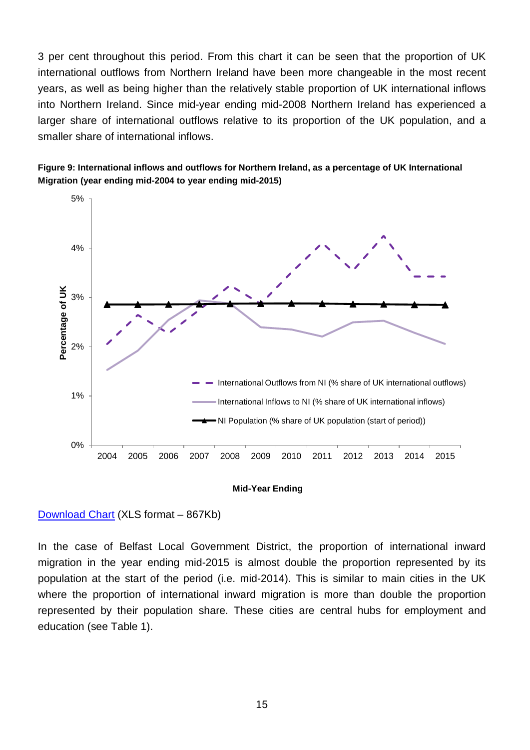3 per cent throughout this period. From this chart it can be seen that the proportion of UK international outflows from Northern Ireland have been more changeable in the most recent years, as well as being higher than the relatively stable proportion of UK international inflows into Northern Ireland. Since mid-year ending mid-2008 Northern Ireland has experienced a larger share of international outflows relative to its proportion of the UK population, and a smaller share of international inflows.

**Figure 9: International inflows and outflows for Northern Ireland, as a percentage of UK International Migration (year ending mid-2004 to year ending mid-2015)**

[Download Chart](#) (XLS format – 867Kb)

In the case of Belfast Local Government District, the proportion of international inward migration in the year ending mid-2015 is almost double the proportion represented by its population at the start of the period (i.e. mid-2014). This is similar to main cities in the UK where the proportion of international inward migration is more than double the proportion represented by their population share. These cities are central hubs for employment and education (see Table 1).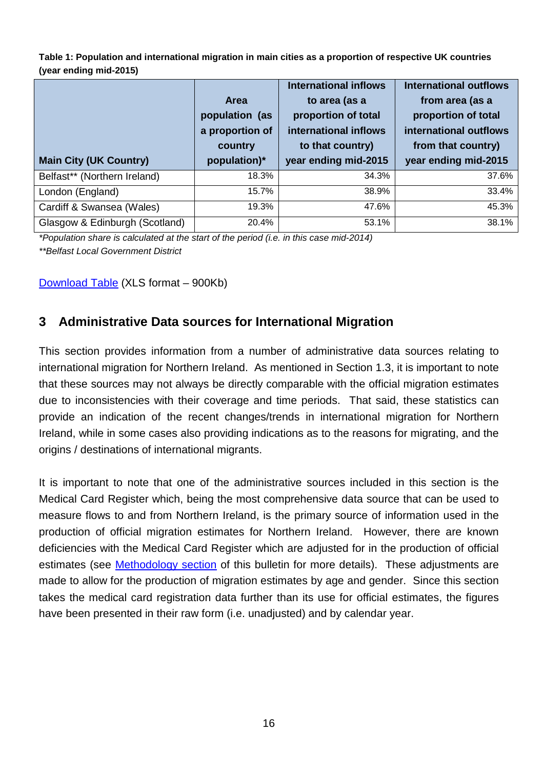**Table 1: Population and international migration in main cities as a proportion of respective UK countries (year ending mid-2015)**

| Main City (UK Country) | Area population (as a proportion of country population)* | International inflows to area (as a proportion of total international inflows to that country) year ending mid-2015 | International outflows from area (as a proportion of total international outflows from that country) year ending mid-2015 |
|---|---|---|---|
| Belfast** (Northern Ireland) | 18.3% | 34.3% | 37.6% |
| London (England) | 15.7% | 38.9% | 33.4% |
| Cardiff & Swansea (Wales) | 19.3% | 47.6% | 45.3% |
| Glasgow & Edinburgh (Scotland) | 20.4% | 53.1% | 38.1% |

*\*Population share is calculated at the start of the period (i.e. in this case mid-2014)*

*\*\*Belfast Local Government District*

Download Table (XLS format – 900Kb)

## 3 Administrative Data sources for International Migration

This section provides information from a number of administrative data sources relating to international migration for Northern Ireland. As mentioned in Section 1.3, it is important to note that these sources may not always be directly comparable with the official migration estimates due to inconsistencies with their coverage and time periods. That said, these statistics can provide an indication of the recent changes/trends in international migration for Northern Ireland, while in some cases also providing indications as to the reasons for migrating, and the origins / destinations of international migrants.

It is important to note that one of the administrative sources included in this section is the Medical Card Register which, being the most comprehensive data source that can be used to measure flows to and from Northern Ireland, is the primary source of information used in the production of official migration estimates for Northern Ireland. However, there are known deficiencies with the Medical Card Register which are adjusted for in the production of official estimates (see Methodology section of this bulletin for more details). These adjustments are made to allow for the production of migration estimates by age and gender. Since this section takes the medical card registration data further than its use for official estimates, the figures have been presented in their raw form (i.e. unadjusted) and by calendar year.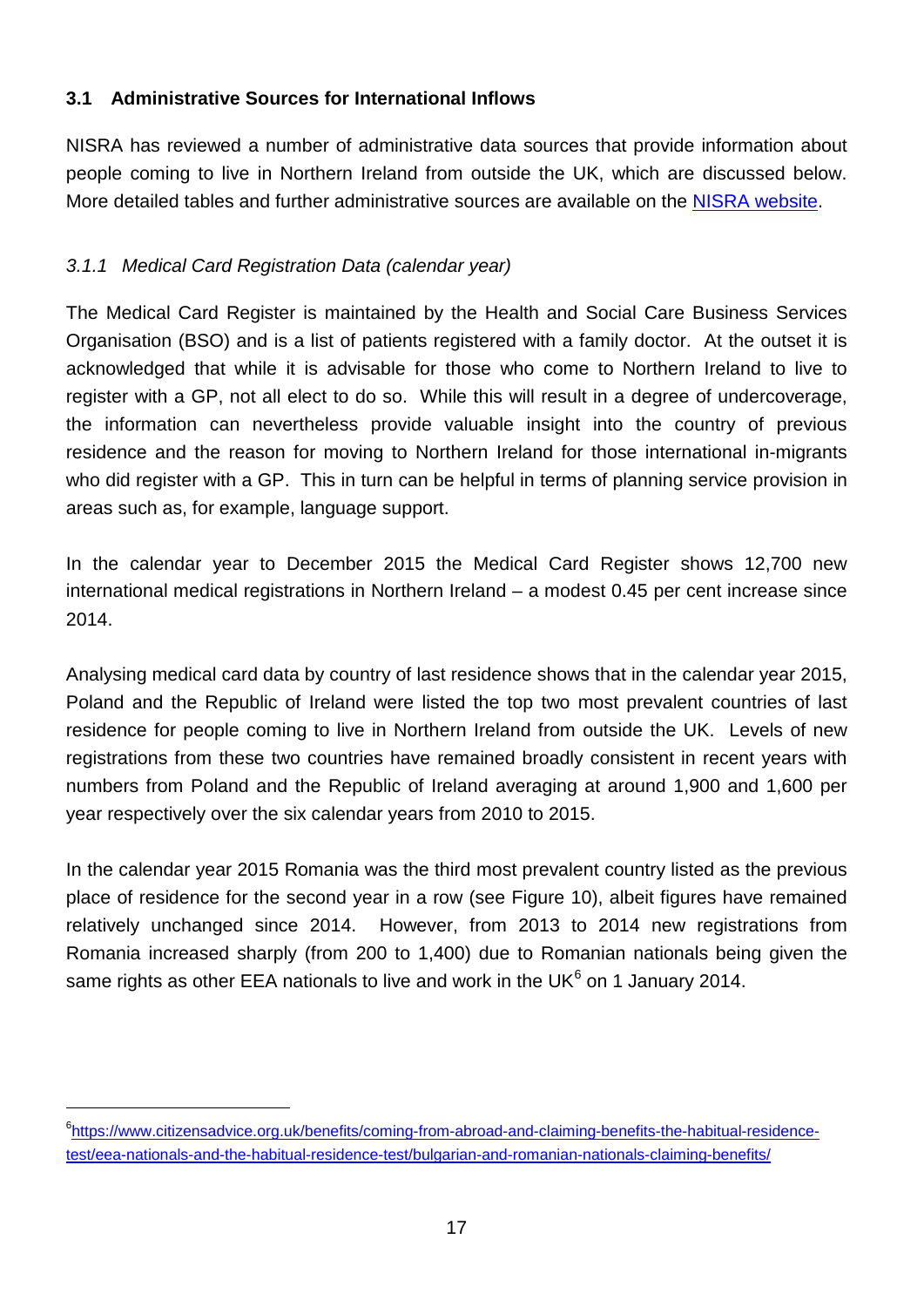### 3.1 Administrative Sources for International Inflows

NISRA has reviewed a number of administrative data sources that provide information about people coming to live in Northern Ireland from outside the UK, which are discussed below. More detailed tables and further administrative sources are available on the NISRA website.

#### *3.1.1 Medical Card Registration Data (calendar year)*

The Medical Card Register is maintained by the Health and Social Care Business Services Organisation (BSO) and is a list of patients registered with a family doctor. At the outset it is acknowledged that while it is advisable for those who come to Northern Ireland to live to register with a GP, not all elect to do so. While this will result in a degree of undercoverage, the information can nevertheless provide valuable insight into the country of previous residence and the reason for moving to Northern Ireland for those international in-migrants who did register with a GP. This in turn can be helpful in terms of planning service provision in areas such as, for example, language support.

In the calendar year to December 2015 the Medical Card Register shows 12,700 new international medical registrations in Northern Ireland – a modest 0.45 per cent increase since 2014.

Analysing medical card data by country of last residence shows that in the calendar year 2015, Poland and the Republic of Ireland were listed the top two most prevalent countries of last residence for people coming to live in Northern Ireland from outside the UK. Levels of new registrations from these two countries have remained broadly consistent in recent years with numbers from Poland and the Republic of Ireland averaging at around 1,900 and 1,600 per year respectively over the six calendar years from 2010 to 2015.

In the calendar year 2015 Romania was the third most prevalent country listed as the previous place of residence for the second year in a row (see Figure 10), albeit figures have remained relatively unchanged since 2014. However, from 2013 to 2014 new registrations from Romania increased sharply (from 200 to 1,400) due to Romanian nationals being given the same rights as other EEA nationals to live and work in the UK[6] on 1 January 2014.

[6] https://www.citizensadvice.org.uk/benefits/coming-from-abroad-and-claiming-benefits-the-habitual-residence-test/eea-nationals-and-the-habitual-residence-test/bulgarian-and-romanian-nationals-claiming-benefits/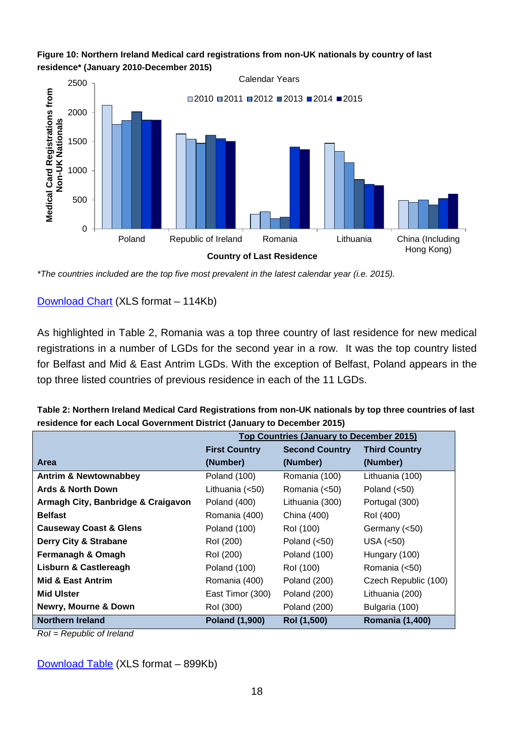**Figure 10: Northern Ireland Medical card registrations from non-UK nationals by country of last residence* (January 2010-December 2015)**

*The countries included are the top five most prevalent in the latest calendar year (i.e. 2015).

Download Chart (XLS format – 114Kb)

As highlighted in Table 2, Romania was a top three country of last residence for new medical registrations in a number of LGDs for the second year in a row. It was the top country listed for Belfast and Mid & East Antrim LGDs. With the exception of Belfast, Poland appears in the top three listed countries of previous residence in each of the 11 LGDs.

**Table 2: Northern Ireland Medical Card Registrations from non-UK nationals by top three countries of last residence for each Local Government District (January to December 2015)**

| | Top Countries (January to December 2015) | | |
|---|---|---|---|
| **Area** | **First Country (Number)** | **Second Country (Number)** | **Third Country (Number)** |
| **Antrim & Newtownabbey** | Poland (100) | Romania (100) | Lithuania (100) |
| **Ards & North Down** | Lithuania (<50) | Romania (<50) | Poland (<50) |
| **Armagh City, Banbridge & Craigavon** | Poland (400) | Lithuania (300) | Portugal (300) |
| **Belfast** | Romania (400) | China (400) | RoI (400) |
| **Causeway Coast & Glens** | Poland (100) | RoI (100) | Germany (<50) |
| **Derry City & Strabane** | RoI (200) | Poland (<50) | USA (<50) |
| **Fermanagh & Omagh** | RoI (200) | Poland (100) | Hungary (100) |
| **Lisburn & Castlereagh** | Poland (100) | RoI (100) | Romania (<50) |
| **Mid & East Antrim** | Romania (400) | Poland (200) | Czech Republic (100) |
| **Mid Ulster** | East Timor (300) | Poland (200) | Lithuania (200) |
| **Newry, Mourne & Down** | RoI (300) | Poland (200) | Bulgaria (100) |
| **Northern Ireland** | **Poland (1,900)** | **RoI (1,500)** | **Romania (1,400)** |

*RoI = Republic of Ireland*

Download Table (XLS format – 899Kb)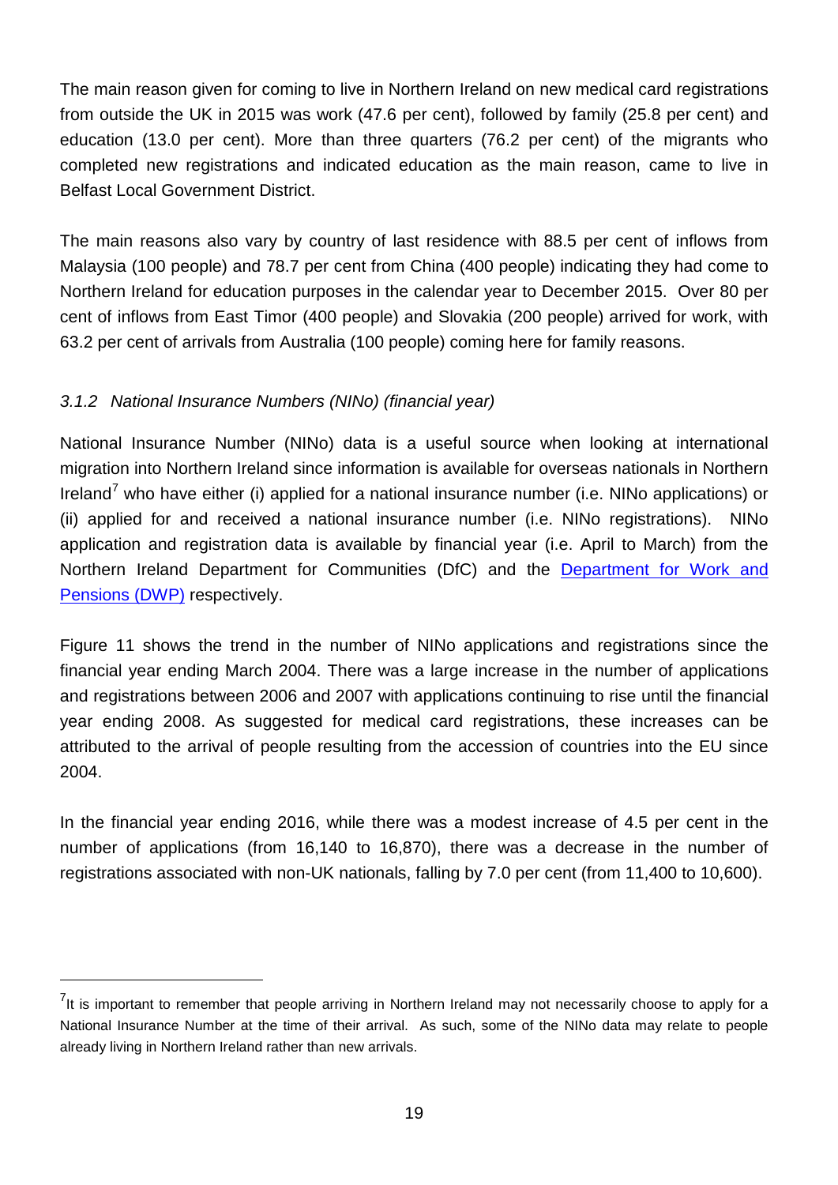The main reason given for coming to live in Northern Ireland on new medical card registrations from outside the UK in 2015 was work (47.6 per cent), followed by family (25.8 per cent) and education (13.0 per cent). More than three quarters (76.2 per cent) of the migrants who completed new registrations and indicated education as the main reason, came to live in Belfast Local Government District.

The main reasons also vary by country of last residence with 88.5 per cent of inflows from Malaysia (100 people) and 78.7 per cent from China (400 people) indicating they had come to Northern Ireland for education purposes in the calendar year to December 2015. Over 80 per cent of inflows from East Timor (400 people) and Slovakia (200 people) arrived for work, with 63.2 per cent of arrivals from Australia (100 people) coming here for family reasons.

### *3.1.2 National Insurance Numbers (NINo) (financial year)*

National Insurance Number (NINo) data is a useful source when looking at international migration into Northern Ireland since information is available for overseas nationals in Northern Ireland[7] who have either (i) applied for a national insurance number (i.e. NINo applications) or (ii) applied for and received a national insurance number (i.e. NINo registrations). NINo application and registration data is available by financial year (i.e. April to March) from the Northern Ireland Department for Communities (DfC) and the Department for Work and Pensions (DWP) respectively.

Figure 11 shows the trend in the number of NINo applications and registrations since the financial year ending March 2004. There was a large increase in the number of applications and registrations between 2006 and 2007 with applications continuing to rise until the financial year ending 2008. As suggested for medical card registrations, these increases can be attributed to the arrival of people resulting from the accession of countries into the EU since 2004.

In the financial year ending 2016, while there was a modest increase of 4.5 per cent in the number of applications (from 16,140 to 16,870), there was a decrease in the number of registrations associated with non-UK nationals, falling by 7.0 per cent (from 11,400 to 10,600).

---

[7] It is important to remember that people arriving in Northern Ireland may not necessarily choose to apply for a National Insurance Number at the time of their arrival. As such, some of the NINo data may relate to people already living in Northern Ireland rather than new arrivals.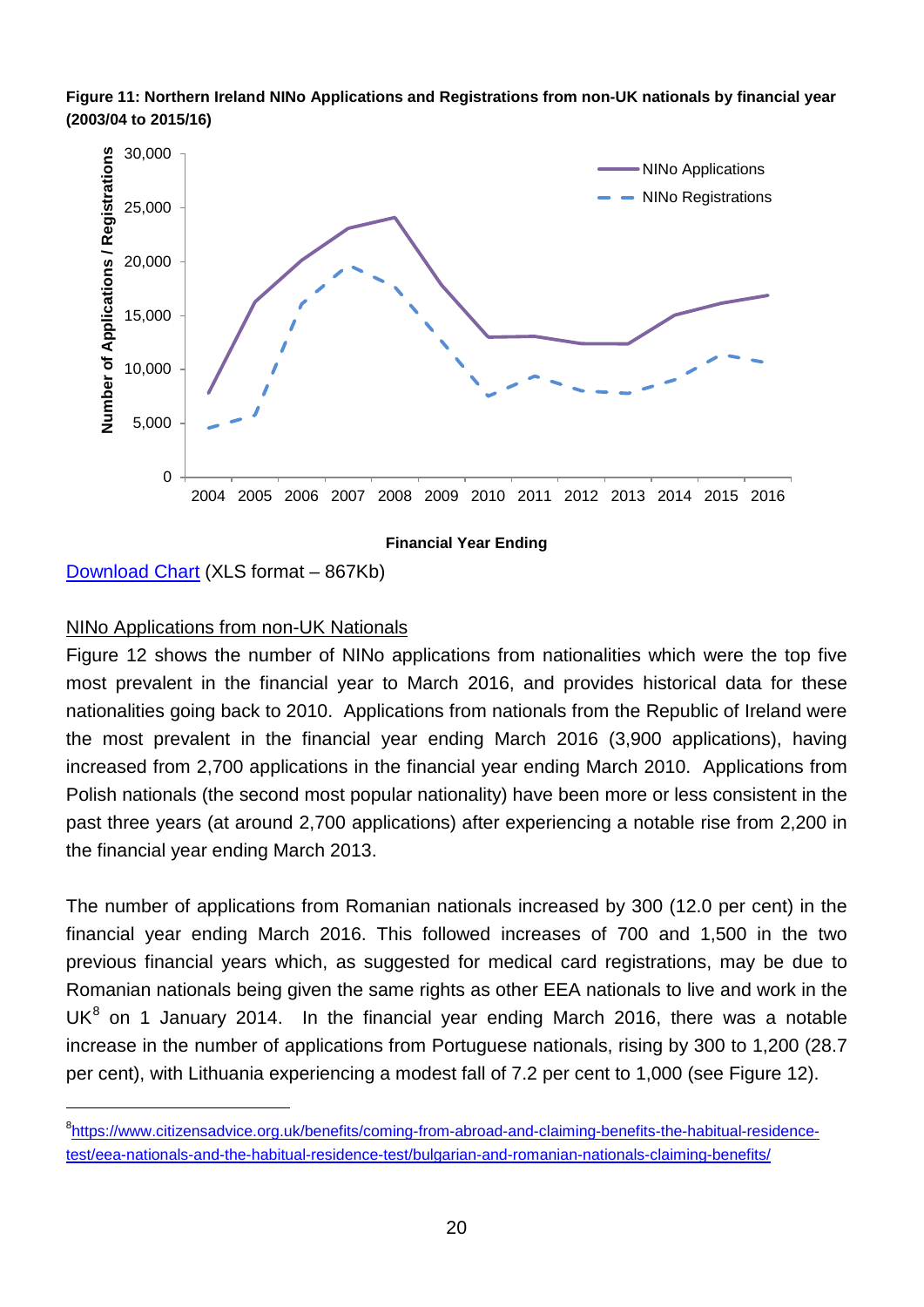**Figure 11: Northern Ireland NINo Applications and Registrations from non-UK nationals by financial year (2003/04 to 2015/16)**

[Download Chart](#) (XLS format – 867Kb)

NINo Applications from non-UK Nationals

Figure 12 shows the number of NINo applications from nationalities which were the top five most prevalent in the financial year to March 2016, and provides historical data for these nationalities going back to 2010. Applications from nationals from the Republic of Ireland were the most prevalent in the financial year ending March 2016 (3,900 applications), having increased from 2,700 applications in the financial year ending March 2010. Applications from Polish nationals (the second most popular nationality) have been more or less consistent in the past three years (at around 2,700 applications) after experiencing a notable rise from 2,200 in the financial year ending March 2013.

The number of applications from Romanian nationals increased by 300 (12.0 per cent) in the financial year ending March 2016. This followed increases of 700 and 1,500 in the two previous financial years which, as suggested for medical card registrations, may be due to Romanian nationals being given the same rights as other EEA nationals to live and work in the UK[8] on 1 January 2014. In the financial year ending March 2016, there was a notable increase in the number of applications from Portuguese nationals, rising by 300 to 1,200 (28.7 per cent), with Lithuania experiencing a modest fall of 7.2 per cent to 1,000 (see Figure 12).

[8] https://www.citizensadvice.org.uk/benefits/coming-from-abroad-and-claiming-benefits-the-habitual-residence-test/eea-nationals-and-the-habitual-residence-test/bulgarian-and-romanian-nationals-claiming-benefits/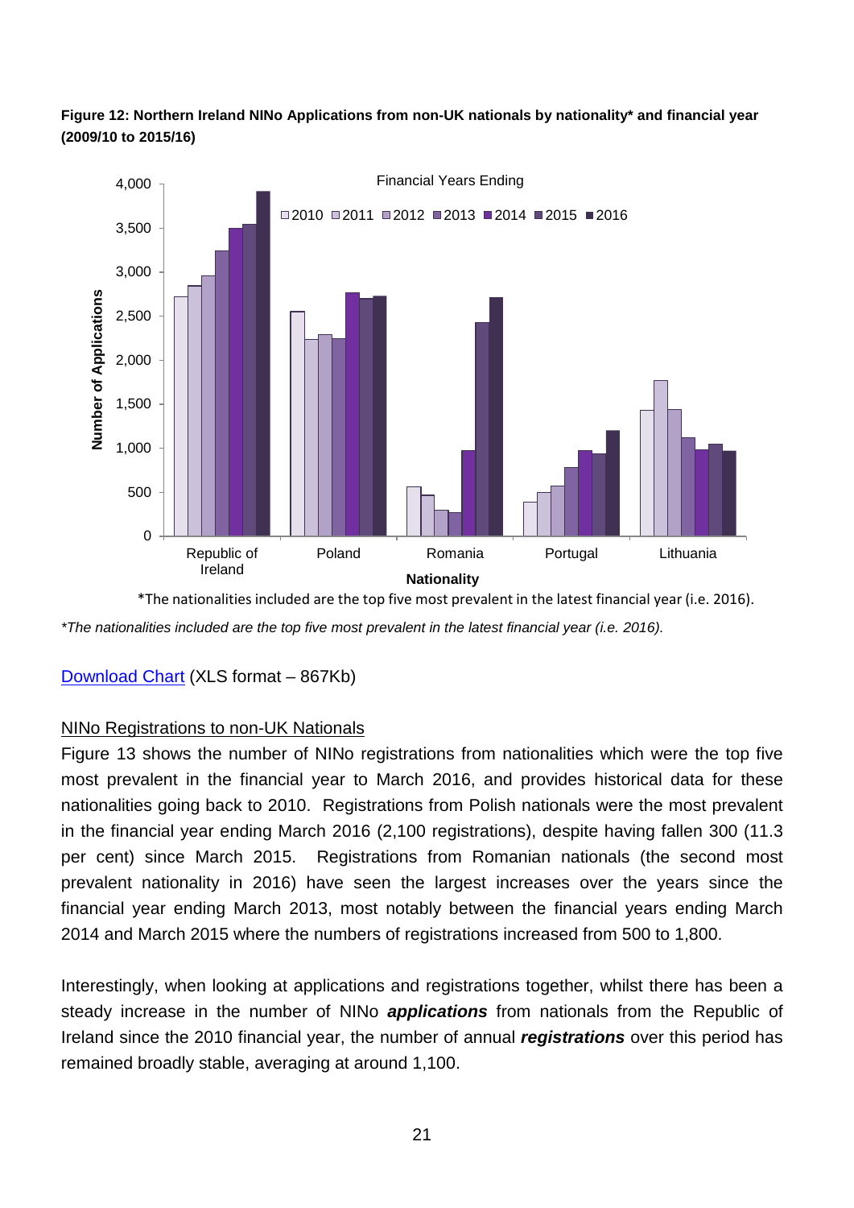**Figure 12: Northern Ireland NINo Applications from non-UK nationals by nationality* and financial year (2009/10 to 2015/16)**

*The nationalities included are the top five most prevalent in the latest financial year (i.e. 2016).

*\*The nationalities included are the top five most prevalent in the latest financial year (i.e. 2016).*

[Download Chart](#) (XLS format – 867Kb)

NINo Registrations to non-UK Nationals

Figure 13 shows the number of NINo registrations from nationalities which were the top five most prevalent in the financial year to March 2016, and provides historical data for these nationalities going back to 2010. Registrations from Polish nationals were the most prevalent in the financial year ending March 2016 (2,100 registrations), despite having fallen 300 (11.3 per cent) since March 2015. Registrations from Romanian nationals (the second most prevalent nationality in 2016) have seen the largest increases over the years since the financial year ending March 2013, most notably between the financial years ending March 2014 and March 2015 where the numbers of registrations increased from 500 to 1,800.

Interestingly, when looking at applications and registrations together, whilst there has been a steady increase in the number of NINo ***applications*** from nationals from the Republic of Ireland since the 2010 financial year, the number of annual ***registrations*** over this period has remained broadly stable, averaging at around 1,100.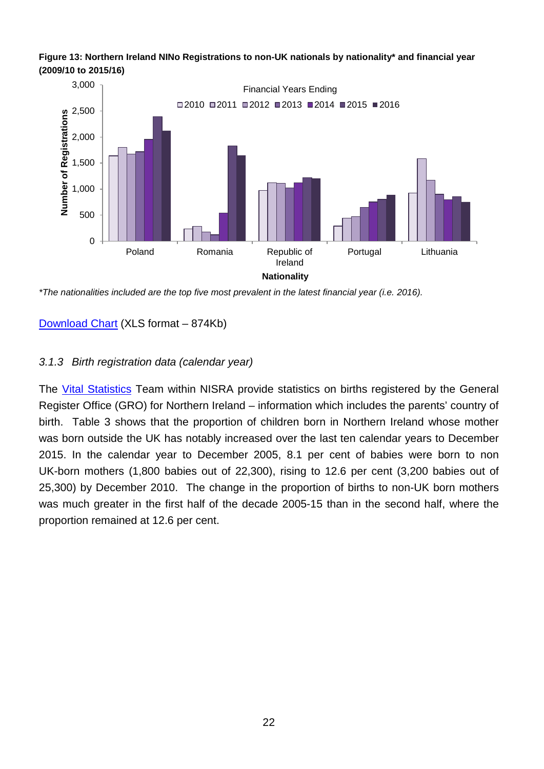**Figure 13: Northern Ireland NINo Registrations to non-UK nationals by nationality* and financial year (2009/10 to 2015/16)**

*The nationalities included are the top five most prevalent in the latest financial year (i.e. 2016).

Download Chart (XLS format – 874Kb)

### *3.1.3 Birth registration data (calendar year)*

The Vital Statistics Team within NISRA provide statistics on births registered by the General Register Office (GRO) for Northern Ireland – information which includes the parents' country of birth. Table 3 shows that the proportion of children born in Northern Ireland whose mother was born outside the UK has notably increased over the last ten calendar years to December 2015. In the calendar year to December 2005, 8.1 per cent of babies were born to non UK-born mothers (1,800 babies out of 22,300), rising to 12.6 per cent (3,200 babies out of 25,300) by December 2010. The change in the proportion of births to non-UK born mothers was much greater in the first half of the decade 2005-15 than in the second half, where the proportion remained at 12.6 per cent.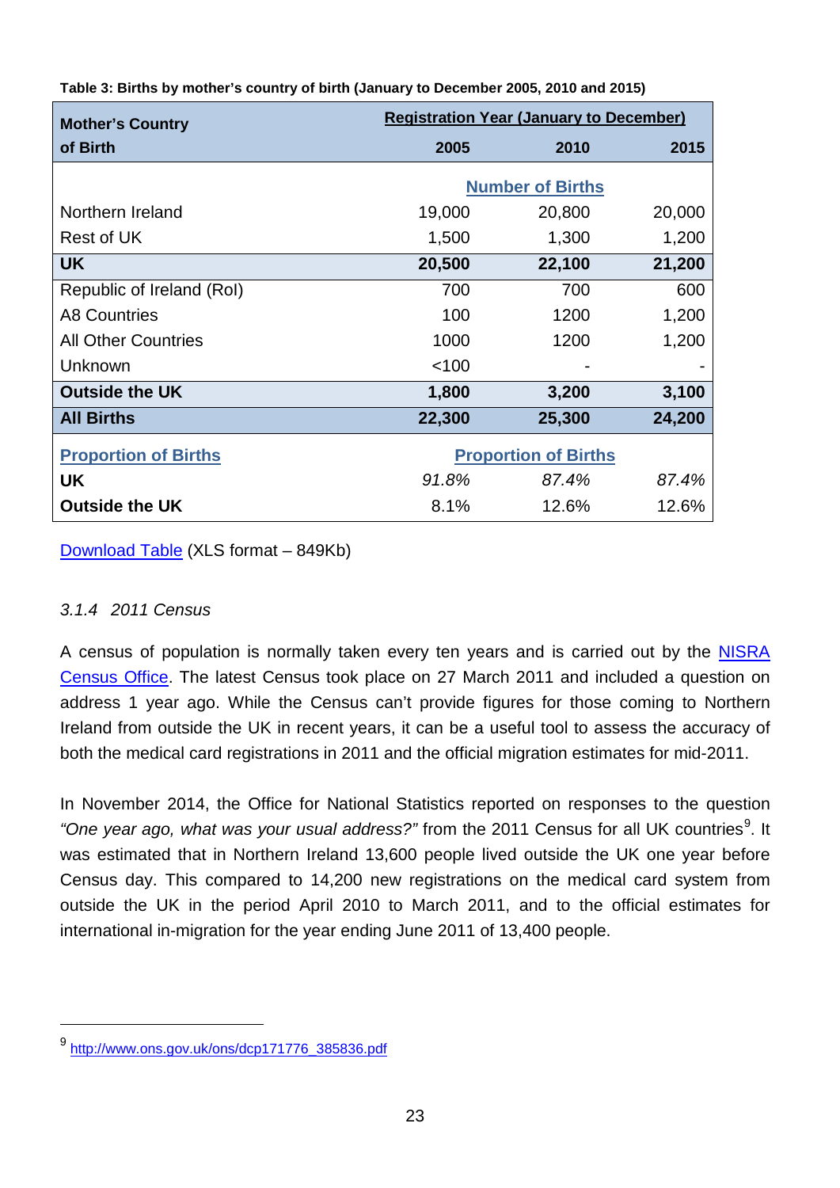**Table 3: Births by mother's country of birth (January to December 2005, 2010 and 2015)**

| Mother's Country of Birth | Registration Year (January to December) | | |
|---|---|---|---|
| | 2005 | 2010 | 2015 |
| | **Number of Births** | | |
| Northern Ireland | 19,000 | 20,800 | 20,000 |
| Rest of UK | 1,500 | 1,300 | 1,200 |
| **UK** | **20,500** | **22,100** | **21,200** |
| Republic of Ireland (RoI) | 700 | 700 | 600 |
| A8 Countries | 100 | 1200 | 1,200 |
| All Other Countries | 1000 | 1200 | 1,200 |
| Unknown | <100 | - | - |
| **Outside the UK** | **1,800** | **3,200** | **3,100** |
| **All Births** | **22,300** | **25,300** | **24,200** |
| **Proportion of Births** | **Proportion of Births** | | |
| **UK** | *91.8%* | *87.4%* | *87.4%* |
| **Outside the UK** | 8.1% | 12.6% | 12.6% |

Download Table (XLS format – 849Kb)

### *3.1.4 2011 Census*

A census of population is normally taken every ten years and is carried out by the NISRA Census Office. The latest Census took place on 27 March 2011 and included a question on address 1 year ago. While the Census can't provide figures for those coming to Northern Ireland from outside the UK in recent years, it can be a useful tool to assess the accuracy of both the medical card registrations in 2011 and the official migration estimates for mid-2011.

In November 2014, the Office for National Statistics reported on responses to the question *"One year ago, what was your usual address?"* from the 2011 Census for all UK countries[9]. It was estimated that in Northern Ireland 13,600 people lived outside the UK one year before Census day. This compared to 14,200 new registrations on the medical card system from outside the UK in the period April 2010 to March 2011, and to the official estimates for international in-migration for the year ending June 2011 of 13,400 people.

[9] http://www.ons.gov.uk/ons/dcp171776_385836.pdf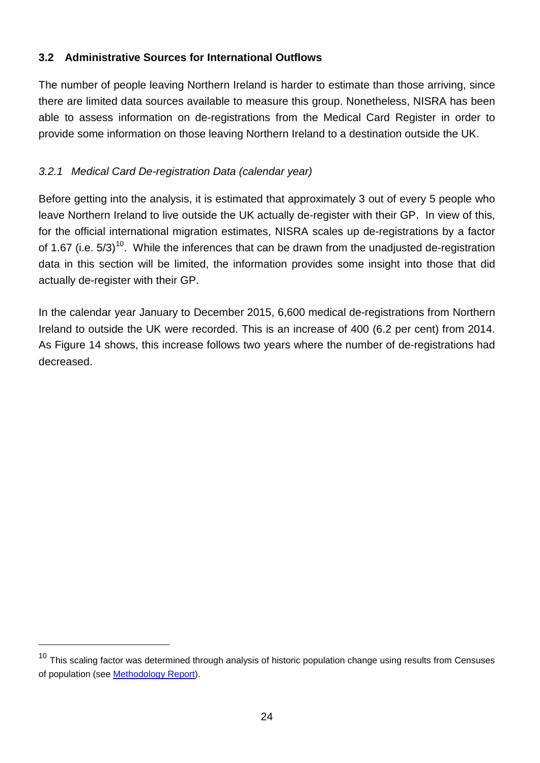### 3.2 Administrative Sources for International Outflows

The number of people leaving Northern Ireland is harder to estimate than those arriving, since there are limited data sources available to measure this group. Nonetheless, NISRA has been able to assess information on de-registrations from the Medical Card Register in order to provide some information on those leaving Northern Ireland to a destination outside the UK.

#### *3.2.1 Medical Card De-registration Data (calendar year)*

Before getting into the analysis, it is estimated that approximately 3 out of every 5 people who leave Northern Ireland to live outside the UK actually de-register with their GP. In view of this, for the official international migration estimates, NISRA scales up de-registrations by a factor of 1.67 (i.e. 5/3)[10]. While the inferences that can be drawn from the unadjusted de-registration data in this section will be limited, the information provides some insight into those that did actually de-register with their GP.

In the calendar year January to December 2015, 6,600 medical de-registrations from Northern Ireland to outside the UK were recorded. This is an increase of 400 (6.2 per cent) from 2014. As Figure 14 shows, this increase follows two years where the number of de-registrations had decreased.

---

[10] This scaling factor was determined through analysis of historic population change using results from Censuses of population (see [Methodology Report]).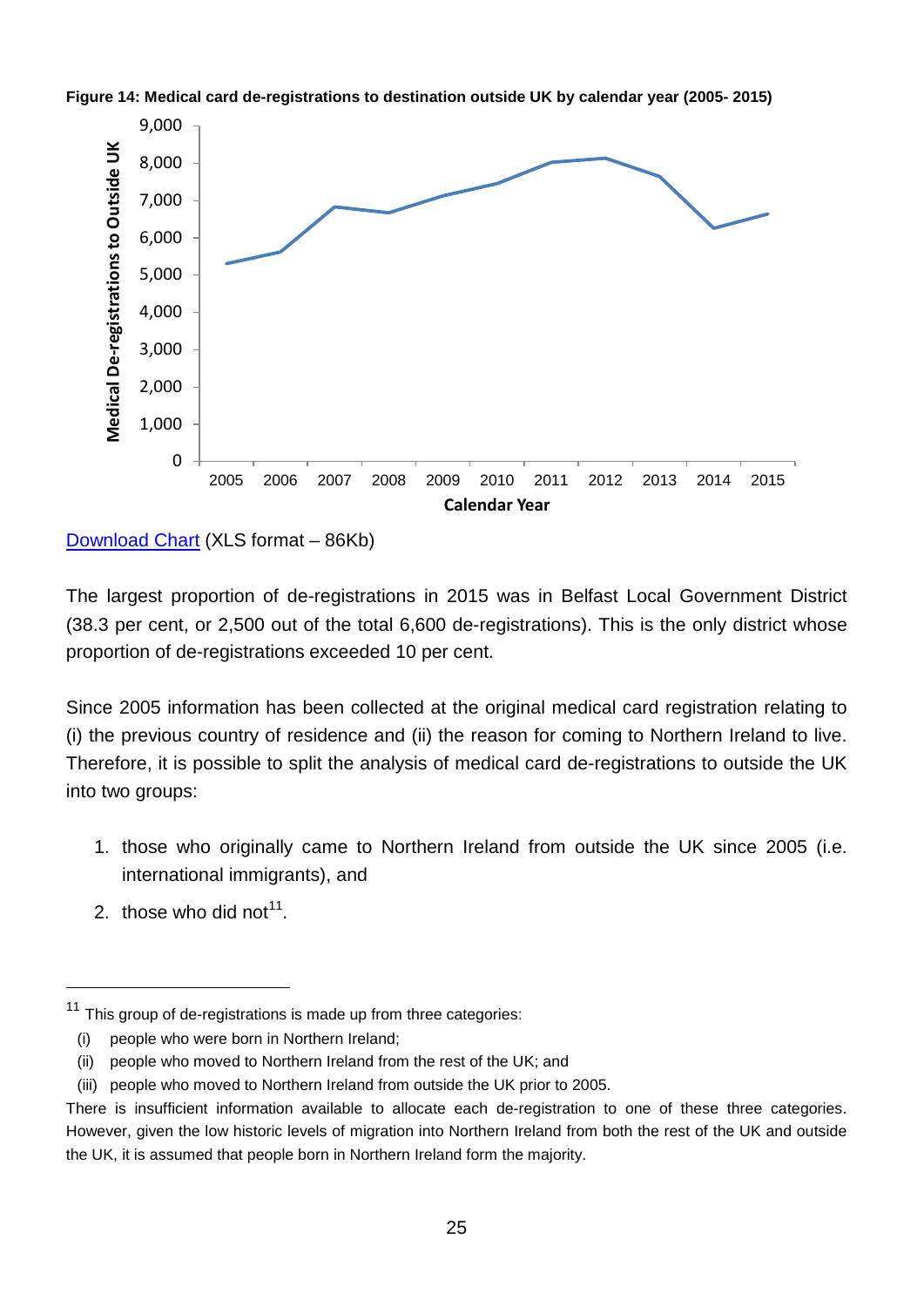**Figure 14: Medical card de-registrations to destination outside UK by calendar year (2005- 2015)**

[Download Chart](#) (XLS format – 86Kb)

The largest proportion of de-registrations in 2015 was in Belfast Local Government District (38.3 per cent, or 2,500 out of the total 6,600 de-registrations). This is the only district whose proportion of de-registrations exceeded 10 per cent.

Since 2005 information has been collected at the original medical card registration relating to (i) the previous country of residence and (ii) the reason for coming to Northern Ireland to live. Therefore, it is possible to split the analysis of medical card de-registrations to outside the UK into two groups:

1. those who originally came to Northern Ireland from outside the UK since 2005 (i.e. international immigrants), and
2. those who did not[11].

---

[11] This group of de-registrations is made up from three categories:

(i) people who were born in Northern Ireland;

(ii) people who moved to Northern Ireland from the rest of the UK; and

(iii) people who moved to Northern Ireland from outside the UK prior to 2005.

There is insufficient information available to allocate each de-registration to one of these three categories. However, given the low historic levels of migration into Northern Ireland from both the rest of the UK and outside the UK, it is assumed that people born in Northern Ireland form the majority.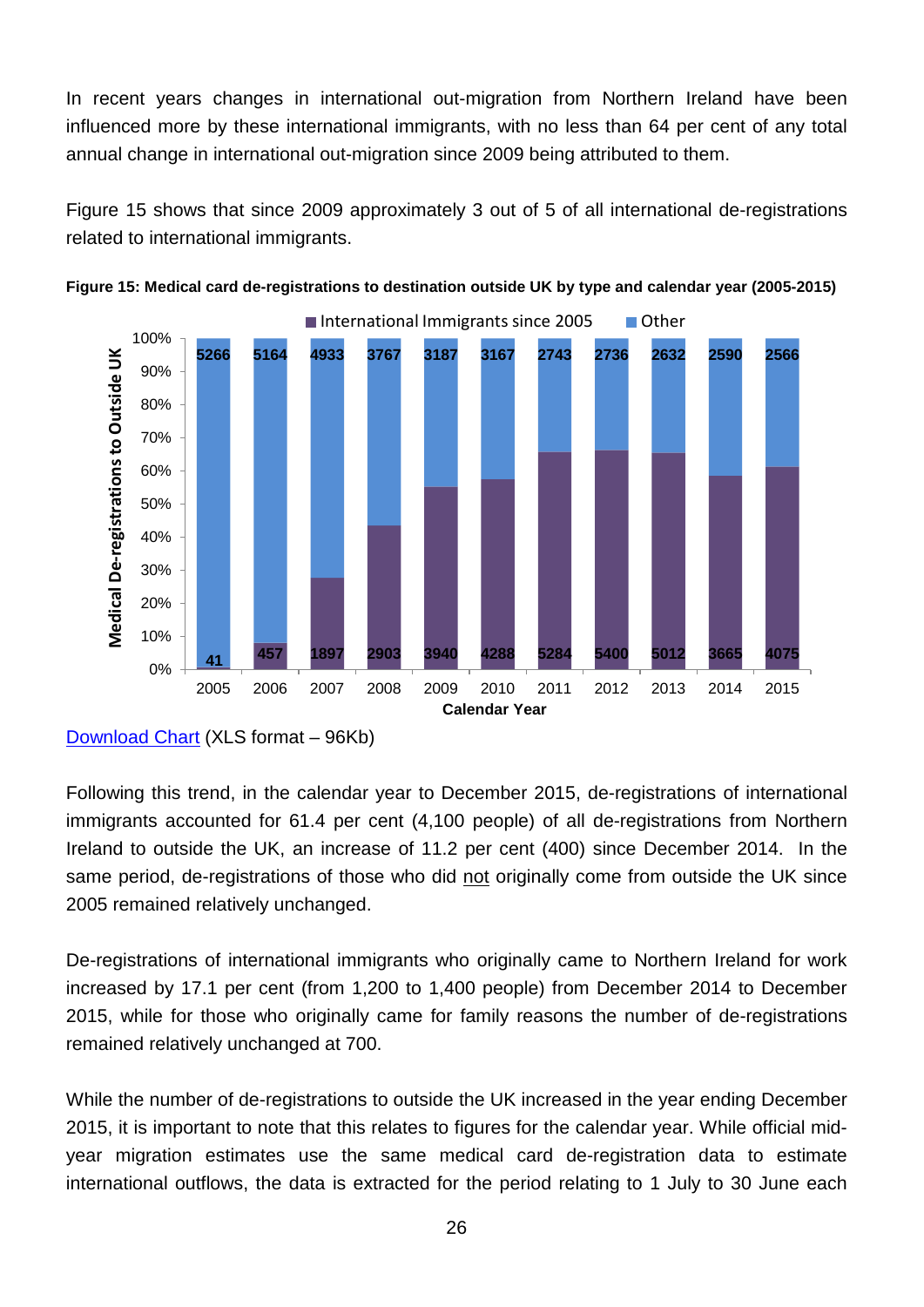In recent years changes in international out-migration from Northern Ireland have been influenced more by these international immigrants, with no less than 64 per cent of any total annual change in international out-migration since 2009 being attributed to them.

Figure 15 shows that since 2009 approximately 3 out of 5 of all international de-registrations related to international immigrants.

**Figure 15: Medical card de-registrations to destination outside UK by type and calendar year (2005-2015)**

| Calendar Year | International Immigrants since 2005 | Other |
|---|---|---|
| 2005 | 41 | 5266 |
| 2006 | 457 | 5164 |
| 2007 | 1897 | 4933 |
| 2008 | 2903 | 3767 |
| 2009 | 3940 | 3187 |
| 2010 | 4288 | 3167 |
| 2011 | 5284 | 2743 |
| 2012 | 5400 | 2736 |
| 2013 | 5012 | 2632 |
| 2014 | 3665 | 2590 |
| 2015 | 4075 | 2566 |

Download Chart (XLS format – 96Kb)

Following this trend, in the calendar year to December 2015, de-registrations of international immigrants accounted for 61.4 per cent (4,100 people) of all de-registrations from Northern Ireland to outside the UK, an increase of 11.2 per cent (400) since December 2014. In the same period, de-registrations of those who did not originally come from outside the UK since 2005 remained relatively unchanged.

De-registrations of international immigrants who originally came to Northern Ireland for work increased by 17.1 per cent (from 1,200 to 1,400 people) from December 2014 to December 2015, while for those who originally came for family reasons the number of de-registrations remained relatively unchanged at 700.

While the number of de-registrations to outside the UK increased in the year ending December 2015, it is important to note that this relates to figures for the calendar year. While official mid-year migration estimates use the same medical card de-registration data to estimate international outflows, the data is extracted for the period relating to 1 July to 30 June each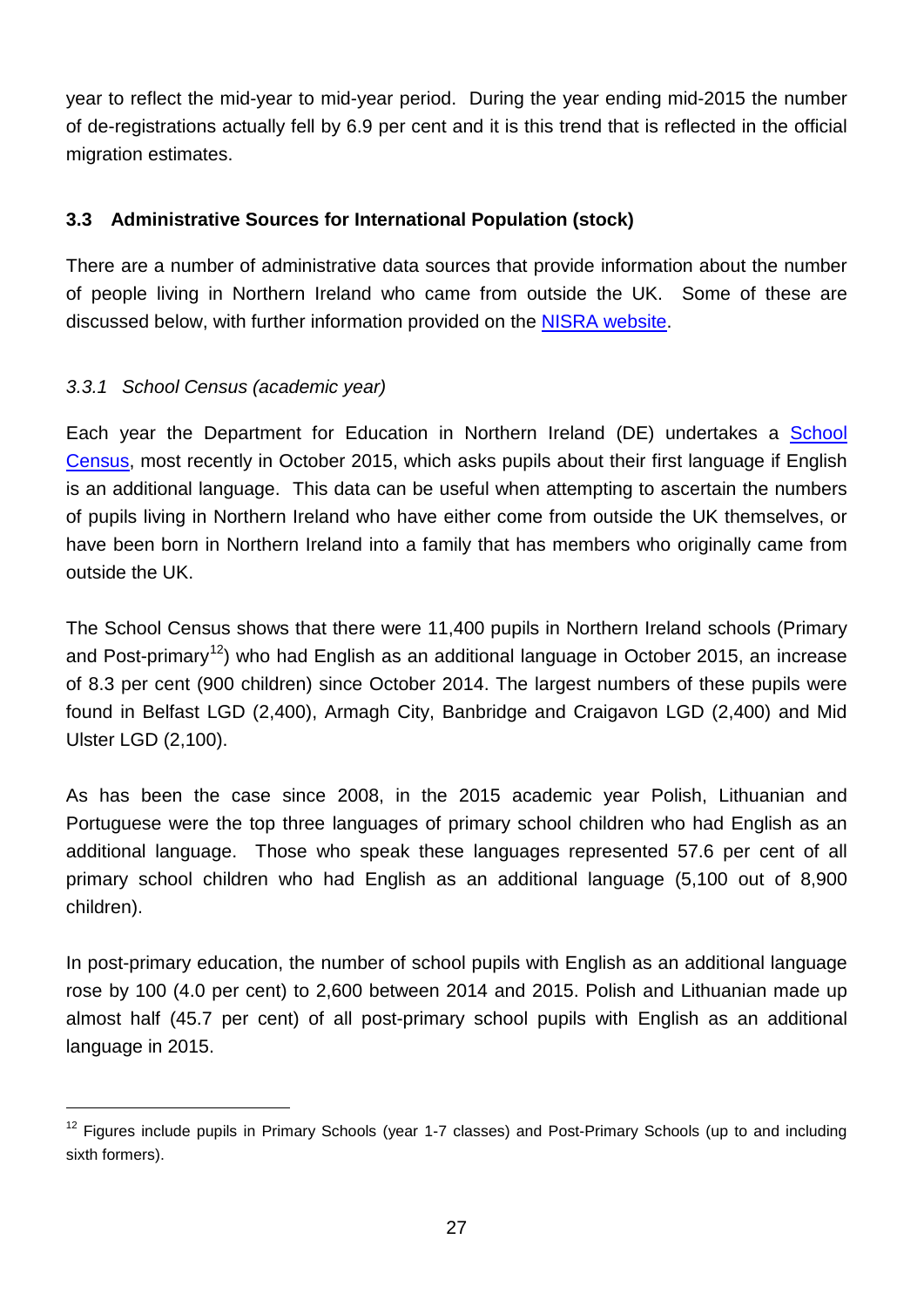year to reflect the mid-year to mid-year period. During the year ending mid-2015 the number of de-registrations actually fell by 6.9 per cent and it is this trend that is reflected in the official migration estimates.

### 3.3 Administrative Sources for International Population (stock)

There are a number of administrative data sources that provide information about the number of people living in Northern Ireland who came from outside the UK. Some of these are discussed below, with further information provided on the NISRA website.

#### *3.3.1 School Census (academic year)*

Each year the Department for Education in Northern Ireland (DE) undertakes a School Census, most recently in October 2015, which asks pupils about their first language if English is an additional language. This data can be useful when attempting to ascertain the numbers of pupils living in Northern Ireland who have either come from outside the UK themselves, or have been born in Northern Ireland into a family that has members who originally came from outside the UK.

The School Census shows that there were 11,400 pupils in Northern Ireland schools (Primary and Post-primary[12]) who had English as an additional language in October 2015, an increase of 8.3 per cent (900 children) since October 2014. The largest numbers of these pupils were found in Belfast LGD (2,400), Armagh City, Banbridge and Craigavon LGD (2,400) and Mid Ulster LGD (2,100).

As has been the case since 2008, in the 2015 academic year Polish, Lithuanian and Portuguese were the top three languages of primary school children who had English as an additional language. Those who speak these languages represented 57.6 per cent of all primary school children who had English as an additional language (5,100 out of 8,900 children).

In post-primary education, the number of school pupils with English as an additional language rose by 100 (4.0 per cent) to 2,600 between 2014 and 2015. Polish and Lithuanian made up almost half (45.7 per cent) of all post-primary school pupils with English as an additional language in 2015.

[12] Figures include pupils in Primary Schools (year 1-7 classes) and Post-Primary Schools (up to and including sixth formers).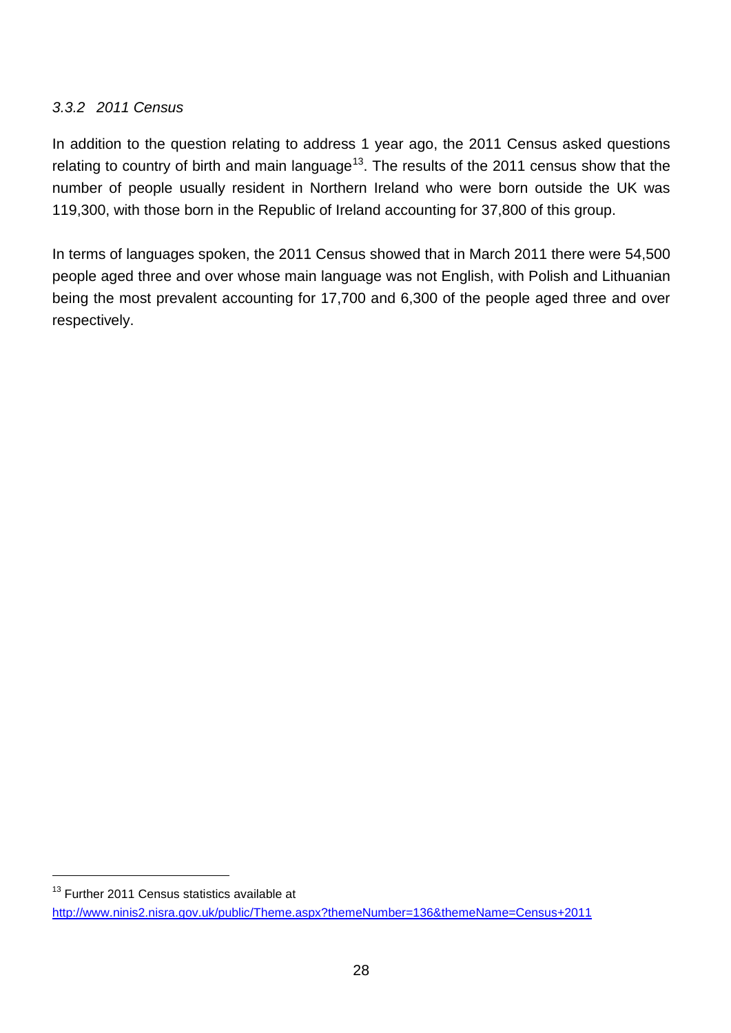### *3.3.2 2011 Census*

In addition to the question relating to address 1 year ago, the 2011 Census asked questions relating to country of birth and main language[13]. The results of the 2011 census show that the number of people usually resident in Northern Ireland who were born outside the UK was 119,300, with those born in the Republic of Ireland accounting for 37,800 of this group.

In terms of languages spoken, the 2011 Census showed that in March 2011 there were 54,500 people aged three and over whose main language was not English, with Polish and Lithuanian being the most prevalent accounting for 17,700 and 6,300 of the people aged three and over respectively.

[13] Further 2011 Census statistics available at http://www.ninis2.nisra.gov.uk/public/Theme.aspx?themeNumber=136&themeName=Census+2011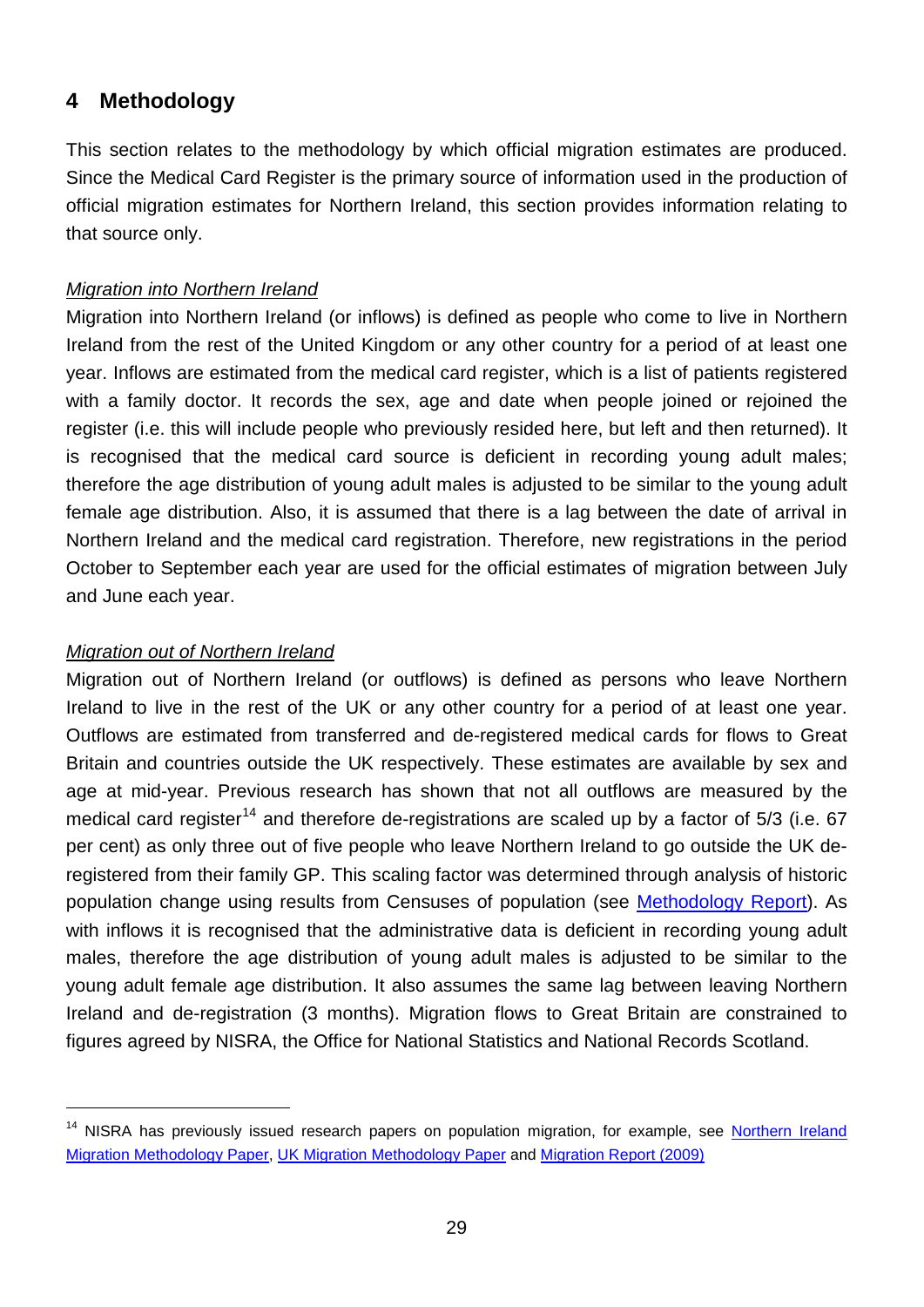## 4 Methodology

This section relates to the methodology by which official migration estimates are produced. Since the Medical Card Register is the primary source of information used in the production of official migration estimates for Northern Ireland, this section provides information relating to that source only.

*Migration into Northern Ireland*

Migration into Northern Ireland (or inflows) is defined as people who come to live in Northern Ireland from the rest of the United Kingdom or any other country for a period of at least one year. Inflows are estimated from the medical card register, which is a list of patients registered with a family doctor. It records the sex, age and date when people joined or rejoined the register (i.e. this will include people who previously resided here, but left and then returned). It is recognised that the medical card source is deficient in recording young adult males; therefore the age distribution of young adult males is adjusted to be similar to the young adult female age distribution. Also, it is assumed that there is a lag between the date of arrival in Northern Ireland and the medical card registration. Therefore, new registrations in the period October to September each year are used for the official estimates of migration between July and June each year.

*Migration out of Northern Ireland*

Migration out of Northern Ireland (or outflows) is defined as persons who leave Northern Ireland to live in the rest of the UK or any other country for a period of at least one year. Outflows are estimated from transferred and de-registered medical cards for flows to Great Britain and countries outside the UK respectively. These estimates are available by sex and age at mid-year. Previous research has shown that not all outflows are measured by the medical card register[14] and therefore de-registrations are scaled up by a factor of 5/3 (i.e. 67 per cent) as only three out of five people who leave Northern Ireland to go outside the UK de-registered from their family GP. This scaling factor was determined through analysis of historic population change using results from Censuses of population (see Methodology Report). As with inflows it is recognised that the administrative data is deficient in recording young adult males, therefore the age distribution of young adult males is adjusted to be similar to the young adult female age distribution. It also assumes the same lag between leaving Northern Ireland and de-registration (3 months). Migration flows to Great Britain are constrained to figures agreed by NISRA, the Office for National Statistics and National Records Scotland.

---

[14] NISRA has previously issued research papers on population migration, for example, see Northern Ireland Migration Methodology Paper, UK Migration Methodology Paper and Migration Report (2009)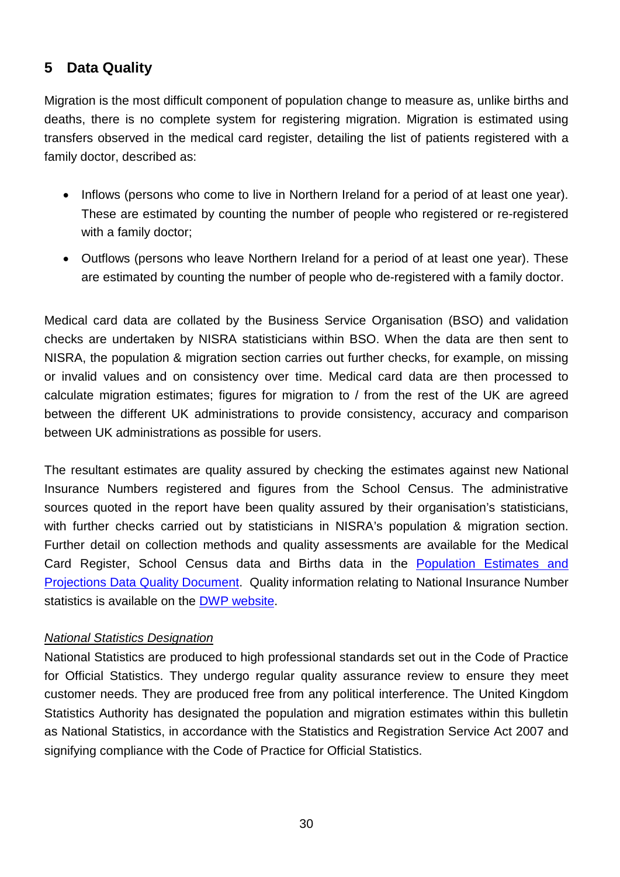## 5 Data Quality

Migration is the most difficult component of population change to measure as, unlike births and deaths, there is no complete system for registering migration. Migration is estimated using transfers observed in the medical card register, detailing the list of patients registered with a family doctor, described as:

- Inflows (persons who come to live in Northern Ireland for a period of at least one year). These are estimated by counting the number of people who registered or re-registered with a family doctor;
- Outflows (persons who leave Northern Ireland for a period of at least one year). These are estimated by counting the number of people who de-registered with a family doctor.

Medical card data are collated by the Business Service Organisation (BSO) and validation checks are undertaken by NISRA statisticians within BSO. When the data are then sent to NISRA, the population & migration section carries out further checks, for example, on missing or invalid values and on consistency over time. Medical card data are then processed to calculate migration estimates; figures for migration to / from the rest of the UK are agreed between the different UK administrations to provide consistency, accuracy and comparison between UK administrations as possible for users.

The resultant estimates are quality assured by checking the estimates against new National Insurance Numbers registered and figures from the School Census. The administrative sources quoted in the report have been quality assured by their organisation's statisticians, with further checks carried out by statisticians in NISRA's population & migration section. Further detail on collection methods and quality assessments are available for the Medical Card Register, School Census data and Births data in the Population Estimates and Projections Data Quality Document. Quality information relating to National Insurance Number statistics is available on the DWP website.

*National Statistics Designation*

National Statistics are produced to high professional standards set out in the Code of Practice for Official Statistics. They undergo regular quality assurance review to ensure they meet customer needs. They are produced free from any political interference. The United Kingdom Statistics Authority has designated the population and migration estimates within this bulletin as National Statistics, in accordance with the Statistics and Registration Service Act 2007 and signifying compliance with the Code of Practice for Official Statistics.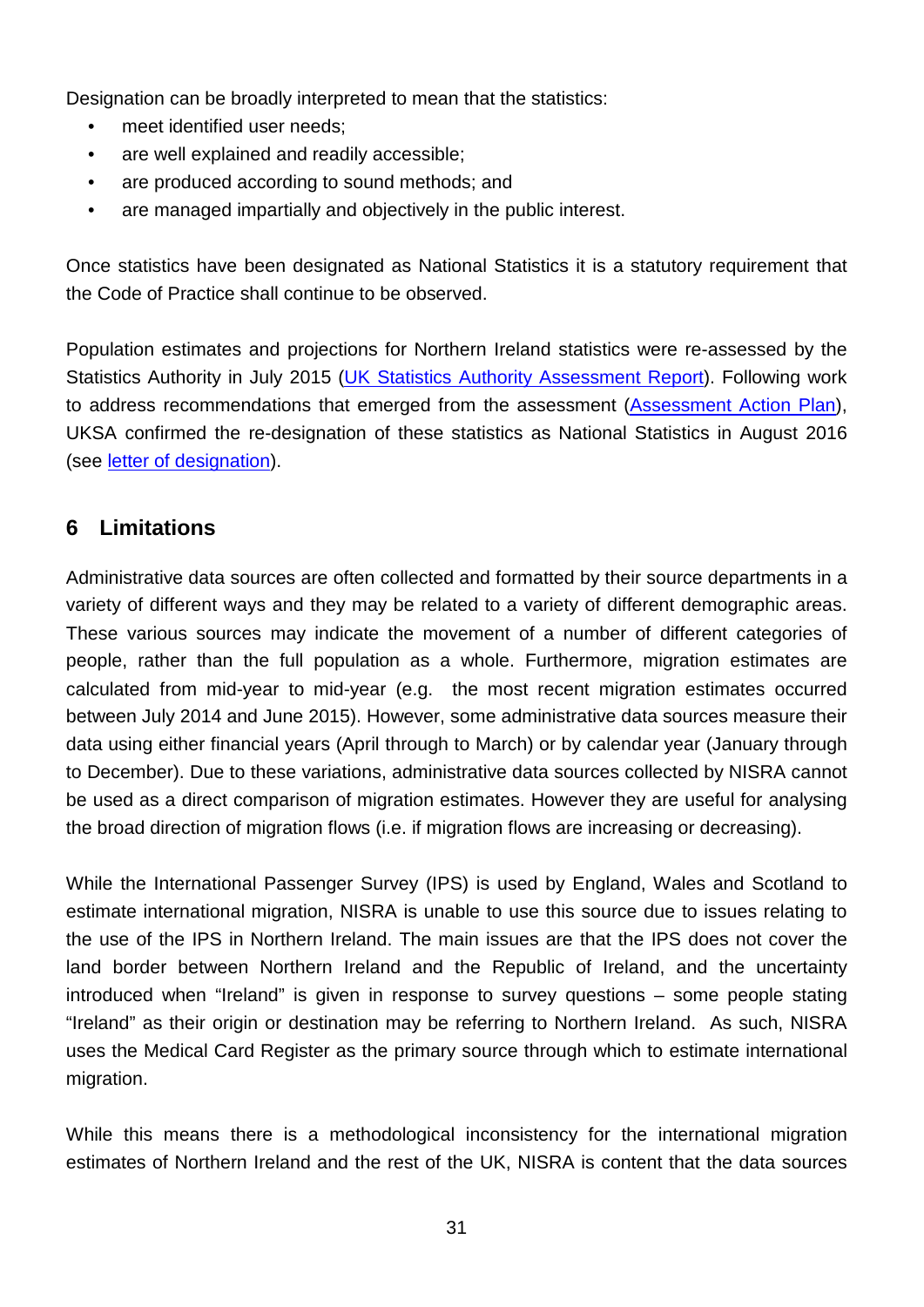Designation can be broadly interpreted to mean that the statistics:

- meet identified user needs;
- are well explained and readily accessible;
- are produced according to sound methods; and
- are managed impartially and objectively in the public interest.

Once statistics have been designated as National Statistics it is a statutory requirement that the Code of Practice shall continue to be observed.

Population estimates and projections for Northern Ireland statistics were re-assessed by the Statistics Authority in July 2015 (UK Statistics Authority Assessment Report). Following work to address recommendations that emerged from the assessment (Assessment Action Plan), UKSA confirmed the re-designation of these statistics as National Statistics in August 2016 (see letter of designation).

## 6 Limitations

Administrative data sources are often collected and formatted by their source departments in a variety of different ways and they may be related to a variety of different demographic areas. These various sources may indicate the movement of a number of different categories of people, rather than the full population as a whole. Furthermore, migration estimates are calculated from mid-year to mid-year (e.g. the most recent migration estimates occurred between July 2014 and June 2015). However, some administrative data sources measure their data using either financial years (April through to March) or by calendar year (January through to December). Due to these variations, administrative data sources collected by NISRA cannot be used as a direct comparison of migration estimates. However they are useful for analysing the broad direction of migration flows (i.e. if migration flows are increasing or decreasing).

While the International Passenger Survey (IPS) is used by England, Wales and Scotland to estimate international migration, NISRA is unable to use this source due to issues relating to the use of the IPS in Northern Ireland. The main issues are that the IPS does not cover the land border between Northern Ireland and the Republic of Ireland, and the uncertainty introduced when "Ireland" is given in response to survey questions – some people stating "Ireland" as their origin or destination may be referring to Northern Ireland. As such, NISRA uses the Medical Card Register as the primary source through which to estimate international migration.

While this means there is a methodological inconsistency for the international migration estimates of Northern Ireland and the rest of the UK, NISRA is content that the data sources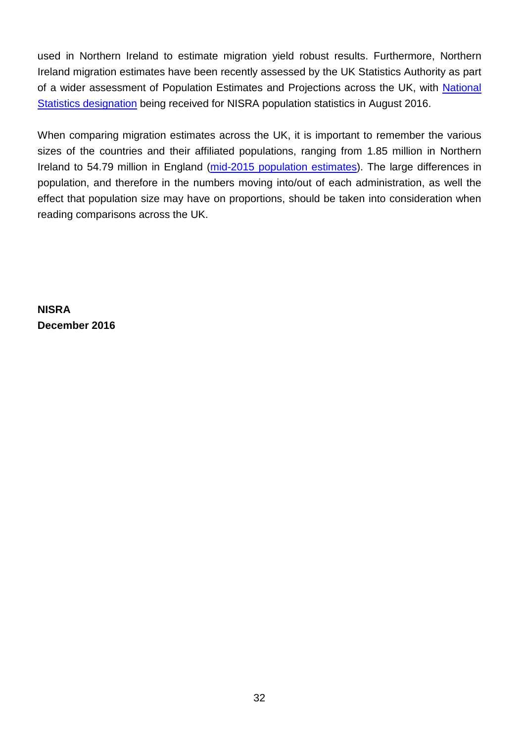used in Northern Ireland to estimate migration yield robust results. Furthermore, Northern Ireland migration estimates have been recently assessed by the UK Statistics Authority as part of a wider assessment of Population Estimates and Projections across the UK, with National Statistics designation being received for NISRA population statistics in August 2016.

When comparing migration estimates across the UK, it is important to remember the various sizes of the countries and their affiliated populations, ranging from 1.85 million in Northern Ireland to 54.79 million in England (mid-2015 population estimates). The large differences in population, and therefore in the numbers moving into/out of each administration, as well the effect that population size may have on proportions, should be taken into consideration when reading comparisons across the UK.

**NISRA**
**December 2016**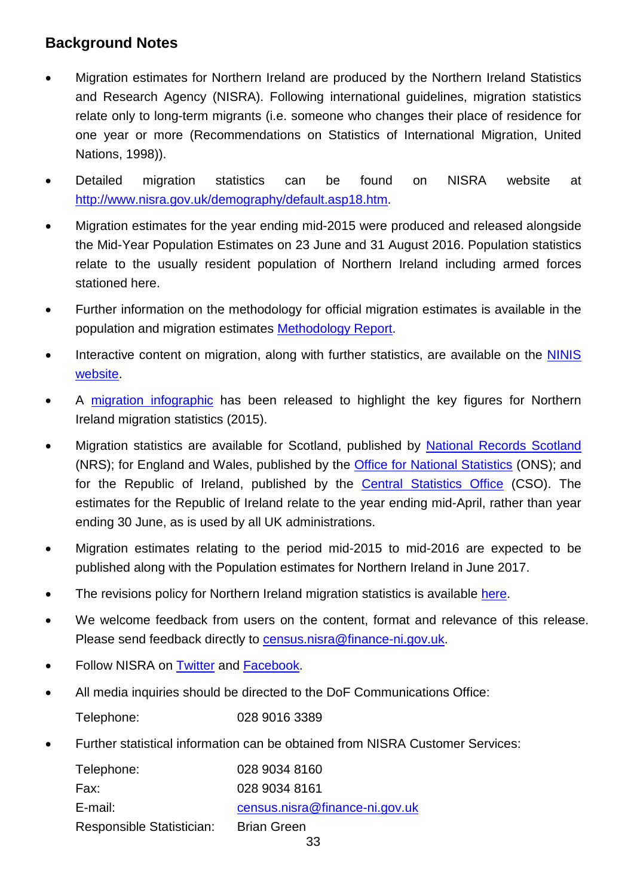## Background Notes

- Migration estimates for Northern Ireland are produced by the Northern Ireland Statistics and Research Agency (NISRA). Following international guidelines, migration statistics relate only to long-term migrants (i.e. someone who changes their place of residence for one year or more (Recommendations on Statistics of International Migration, United Nations, 1998)).
- Detailed migration statistics can be found on NISRA website at http://www.nisra.gov.uk/demography/default.asp18.htm.
- Migration estimates for the year ending mid-2015 were produced and released alongside the Mid-Year Population Estimates on 23 June and 31 August 2016. Population statistics relate to the usually resident population of Northern Ireland including armed forces stationed here.
- Further information on the methodology for official migration estimates is available in the population and migration estimates Methodology Report.
- Interactive content on migration, along with further statistics, are available on the NINIS website.
- A migration infographic has been released to highlight the key figures for Northern Ireland migration statistics (2015).
- Migration statistics are available for Scotland, published by National Records Scotland (NRS); for England and Wales, published by the Office for National Statistics (ONS); and for the Republic of Ireland, published by the Central Statistics Office (CSO). The estimates for the Republic of Ireland relate to the year ending mid-April, rather than year ending 30 June, as is used by all UK administrations.
- Migration estimates relating to the period mid-2015 to mid-2016 are expected to be published along with the Population estimates for Northern Ireland in June 2017.
- The revisions policy for Northern Ireland migration statistics is available here.
- We welcome feedback from users on the content, format and relevance of this release. Please send feedback directly to census.nisra@finance-ni.gov.uk.
- Follow NISRA on Twitter and Facebook.
- All media inquiries should be directed to the DoF Communications Office:

  Telephone: 028 9016 3389

- Further statistical information can be obtained from NISRA Customer Services:

  Telephone: 028 9034 8160
  Fax: 028 9034 8161
  E-mail: census.nisra@finance-ni.gov.uk
  Responsible Statistician: Brian Green